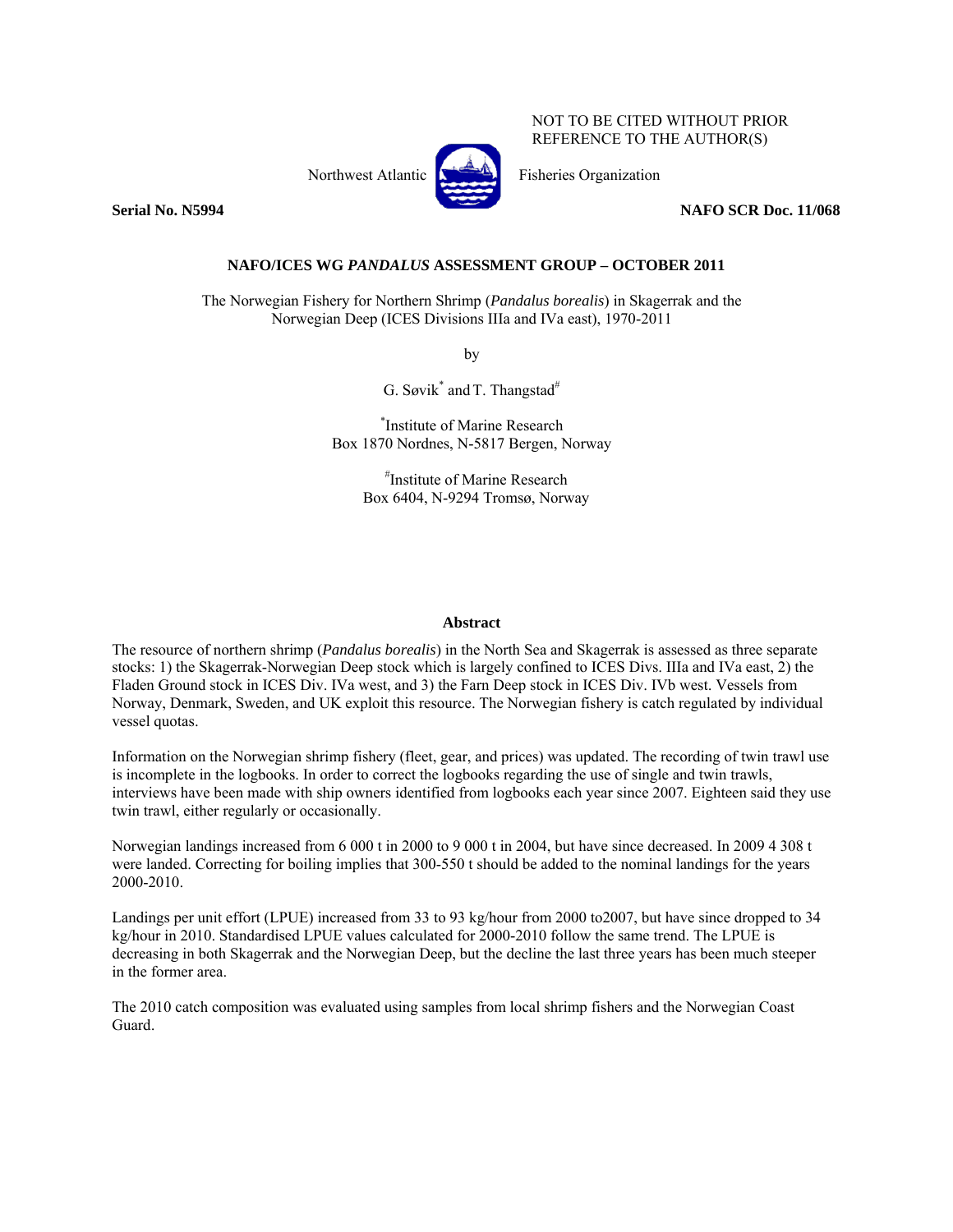NOT TO BE CITED WITHOUT PRIOR REFERENCE TO THE AUTHOR(S)

Northwest Atlantic Fisheries Organization

**Serial No. N5994** **NAFO SCR Doc. 11/068**

**NAFO/ICES WG *PANDALUS* ASSESSMENT GROUP – OCTOBER 2011**

# The Norwegian Fishery for Northern Shrimp (*Pandalus borealis*) in Skagerrak and the Norwegian Deep (ICES Divisions IIIa and IVa east), 1970-2011

by

G. Søvik[*] and T. Thangstad[#]

[*]Institute of Marine Research
Box 1870 Nordnes, N-5817 Bergen, Norway

[#]Institute of Marine Research
Box 6404, N-9294 Tromsø, Norway

## Abstract

The resource of northern shrimp (*Pandalus borealis*) in the North Sea and Skagerrak is assessed as three separate stocks: 1) the Skagerrak-Norwegian Deep stock which is largely confined to ICES Divs. IIIa and IVa east, 2) the Fladen Ground stock in ICES Div. IVa west, and 3) the Farn Deep stock in ICES Div. IVb west. Vessels from Norway, Denmark, Sweden, and UK exploit this resource. The Norwegian fishery is catch regulated by individual vessel quotas.

Information on the Norwegian shrimp fishery (fleet, gear, and prices) was updated. The recording of twin trawl use is incomplete in the logbooks. In order to correct the logbooks regarding the use of single and twin trawls, interviews have been made with ship owners identified from logbooks each year since 2007. Eighteen said they use twin trawl, either regularly or occasionally.

Norwegian landings increased from 6 000 t in 2000 to 9 000 t in 2004, but have since decreased. In 2009 4 308 t were landed. Correcting for boiling implies that 300-550 t should be added to the nominal landings for the years 2000-2010.

Landings per unit effort (LPUE) increased from 33 to 93 kg/hour from 2000 to2007, but have since dropped to 34 kg/hour in 2010. Standardised LPUE values calculated for 2000-2010 follow the same trend. The LPUE is decreasing in both Skagerrak and the Norwegian Deep, but the decline the last three years has been much steeper in the former area.

The 2010 catch composition was evaluated using samples from local shrimp fishers and the Norwegian Coast Guard.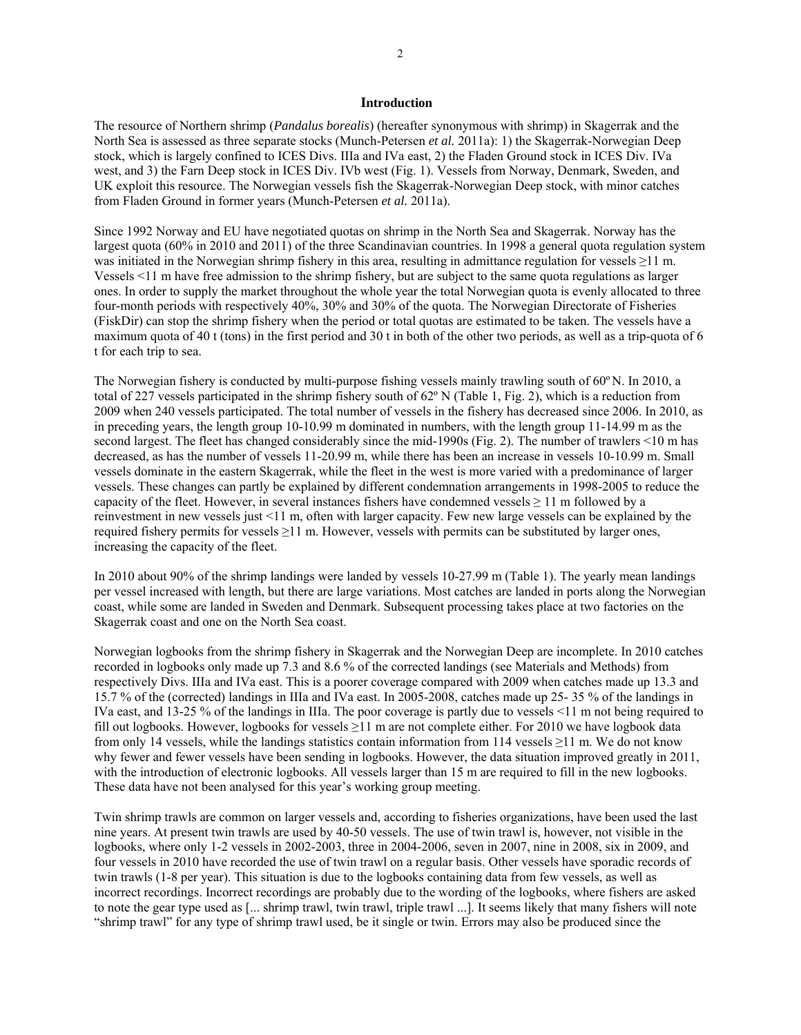## Introduction

The resource of Northern shrimp (*Pandalus borealis*) (hereafter synonymous with shrimp) in Skagerrak and the North Sea is assessed as three separate stocks (Munch-Petersen *et al.* 2011a): 1) the Skagerrak-Norwegian Deep stock, which is largely confined to ICES Divs. IIIa and IVa east, 2) the Fladen Ground stock in ICES Div. IVa west, and 3) the Farn Deep stock in ICES Div. IVb west (Fig. 1). Vessels from Norway, Denmark, Sweden, and UK exploit this resource. The Norwegian vessels fish the Skagerrak-Norwegian Deep stock, with minor catches from Fladen Ground in former years (Munch-Petersen *et al.* 2011a).

Since 1992 Norway and EU have negotiated quotas on shrimp in the North Sea and Skagerrak. Norway has the largest quota (60% in 2010 and 2011) of the three Scandinavian countries. In 1998 a general quota regulation system was initiated in the Norwegian shrimp fishery in this area, resulting in admittance regulation for vessels ≥11 m. Vessels <11 m have free admission to the shrimp fishery, but are subject to the same quota regulations as larger ones. In order to supply the market throughout the whole year the total Norwegian quota is evenly allocated to three four-month periods with respectively 40%, 30% and 30% of the quota. The Norwegian Directorate of Fisheries (FiskDir) can stop the shrimp fishery when the period or total quotas are estimated to be taken. The vessels have a maximum quota of 40 t (tons) in the first period and 30 t in both of the other two periods, as well as a trip-quota of 6 t for each trip to sea.

The Norwegian fishery is conducted by multi-purpose fishing vessels mainly trawling south of 60º N. In 2010, a total of 227 vessels participated in the shrimp fishery south of 62º N (Table 1, Fig. 2), which is a reduction from 2009 when 240 vessels participated. The total number of vessels in the fishery has decreased since 2006. In 2010, as in preceding years, the length group 10-10.99 m dominated in numbers, with the length group 11-14.99 m as the second largest. The fleet has changed considerably since the mid-1990s (Fig. 2). The number of trawlers <10 m has decreased, as has the number of vessels 11-20.99 m, while there has been an increase in vessels 10-10.99 m. Small vessels dominate in the eastern Skagerrak, while the fleet in the west is more varied with a predominance of larger vessels. These changes can partly be explained by different condemnation arrangements in 1998-2005 to reduce the capacity of the fleet. However, in several instances fishers have condemned vessels ≥ 11 m followed by a reinvestment in new vessels just <11 m, often with larger capacity. Few new large vessels can be explained by the required fishery permits for vessels ≥11 m. However, vessels with permits can be substituted by larger ones, increasing the capacity of the fleet.

In 2010 about 90% of the shrimp landings were landed by vessels 10-27.99 m (Table 1). The yearly mean landings per vessel increased with length, but there are large variations. Most catches are landed in ports along the Norwegian coast, while some are landed in Sweden and Denmark. Subsequent processing takes place at two factories on the Skagerrak coast and one on the North Sea coast.

Norwegian logbooks from the shrimp fishery in Skagerrak and the Norwegian Deep are incomplete. In 2010 catches recorded in logbooks only made up 7.3 and 8.6 % of the corrected landings (see Materials and Methods) from respectively Divs. IIIa and IVa east. This is a poorer coverage compared with 2009 when catches made up 13.3 and 15.7 % of the (corrected) landings in IIIa and IVa east. In 2005-2008, catches made up 25- 35 % of the landings in IVa east, and 13-25 % of the landings in IIIa. The poor coverage is partly due to vessels <11 m not being required to fill out logbooks. However, logbooks for vessels ≥11 m are not complete either. For 2010 we have logbook data from only 14 vessels, while the landings statistics contain information from 114 vessels ≥11 m. We do not know why fewer and fewer vessels have been sending in logbooks. However, the data situation improved greatly in 2011, with the introduction of electronic logbooks. All vessels larger than 15 m are required to fill in the new logbooks. These data have not been analysed for this year's working group meeting.

Twin shrimp trawls are common on larger vessels and, according to fisheries organizations, have been used the last nine years. At present twin trawls are used by 40-50 vessels. The use of twin trawl is, however, not visible in the logbooks, where only 1-2 vessels in 2002-2003, three in 2004-2006, seven in 2007, nine in 2008, six in 2009, and four vessels in 2010 have recorded the use of twin trawl on a regular basis. Other vessels have sporadic records of twin trawls (1-8 per year). This situation is due to the logbooks containing data from few vessels, as well as incorrect recordings. Incorrect recordings are probably due to the wording of the logbooks, where fishers are asked to note the gear type used as [... shrimp trawl, twin trawl, triple trawl ...]. It seems likely that many fishers will note "shrimp trawl" for any type of shrimp trawl used, be it single or twin. Errors may also be produced since the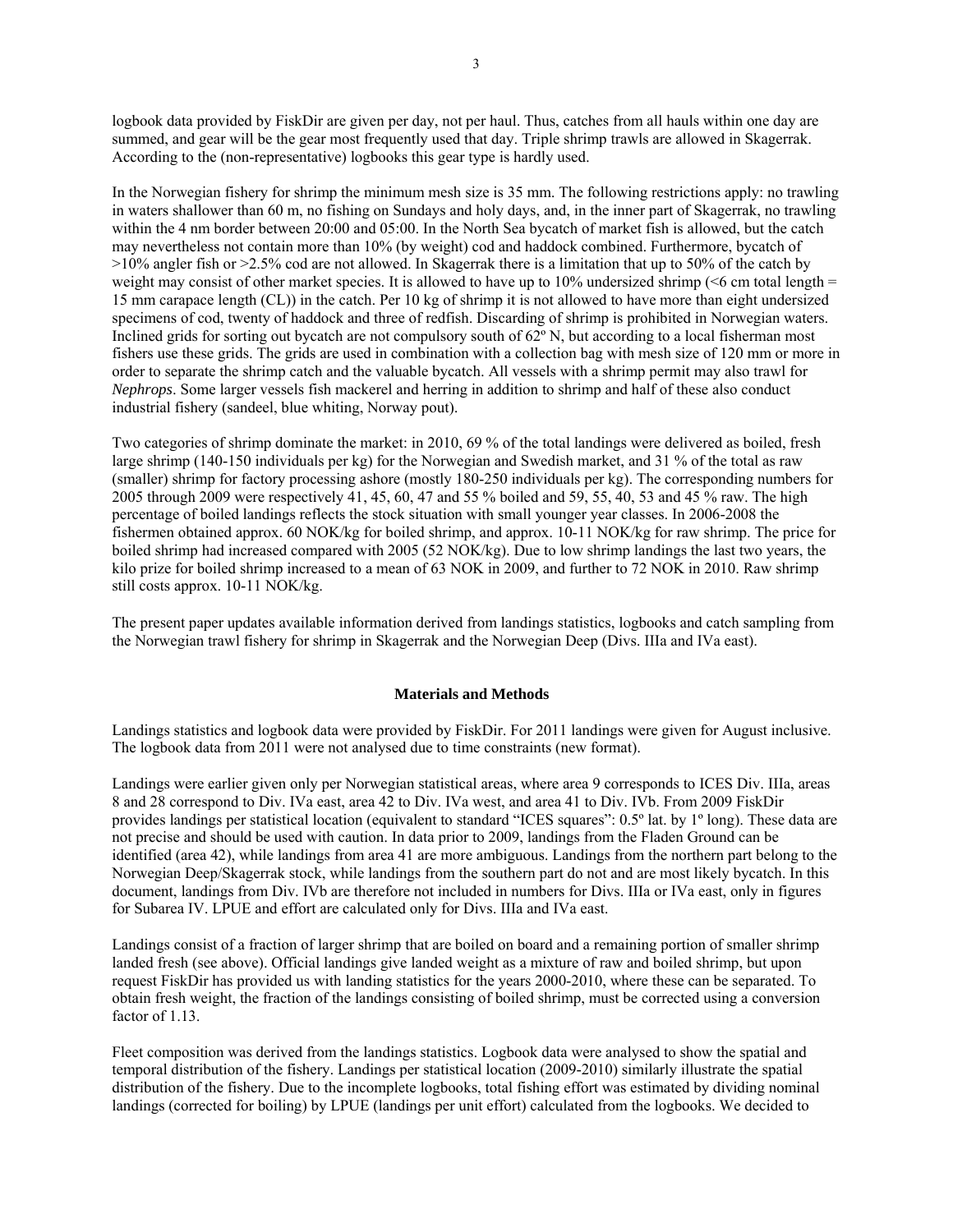logbook data provided by FiskDir are given per day, not per haul. Thus, catches from all hauls within one day are summed, and gear will be the gear most frequently used that day. Triple shrimp trawls are allowed in Skagerrak. According to the (non-representative) logbooks this gear type is hardly used.

In the Norwegian fishery for shrimp the minimum mesh size is 35 mm. The following restrictions apply: no trawling in waters shallower than 60 m, no fishing on Sundays and holy days, and, in the inner part of Skagerrak, no trawling within the 4 nm border between 20:00 and 05:00. In the North Sea bycatch of market fish is allowed, but the catch may nevertheless not contain more than 10% (by weight) cod and haddock combined. Furthermore, bycatch of >10% angler fish or >2.5% cod are not allowed. In Skagerrak there is a limitation that up to 50% of the catch by weight may consist of other market species. It is allowed to have up to 10% undersized shrimp (<6 cm total length = 15 mm carapace length (CL)) in the catch. Per 10 kg of shrimp it is not allowed to have more than eight undersized specimens of cod, twenty of haddock and three of redfish. Discarding of shrimp is prohibited in Norwegian waters. Inclined grids for sorting out bycatch are not compulsory south of 62º N, but according to a local fisherman most fishers use these grids. The grids are used in combination with a collection bag with mesh size of 120 mm or more in order to separate the shrimp catch and the valuable bycatch. All vessels with a shrimp permit may also trawl for *Nephrops*. Some larger vessels fish mackerel and herring in addition to shrimp and half of these also conduct industrial fishery (sandeel, blue whiting, Norway pout).

Two categories of shrimp dominate the market: in 2010, 69 % of the total landings were delivered as boiled, fresh large shrimp (140-150 individuals per kg) for the Norwegian and Swedish market, and 31 % of the total as raw (smaller) shrimp for factory processing ashore (mostly 180-250 individuals per kg). The corresponding numbers for 2005 through 2009 were respectively 41, 45, 60, 47 and 55 % boiled and 59, 55, 40, 53 and 45 % raw. The high percentage of boiled landings reflects the stock situation with small younger year classes. In 2006-2008 the fishermen obtained approx. 60 NOK/kg for boiled shrimp, and approx. 10-11 NOK/kg for raw shrimp. The price for boiled shrimp had increased compared with 2005 (52 NOK/kg). Due to low shrimp landings the last two years, the kilo prize for boiled shrimp increased to a mean of 63 NOK in 2009, and further to 72 NOK in 2010. Raw shrimp still costs approx. 10-11 NOK/kg.

The present paper updates available information derived from landings statistics, logbooks and catch sampling from the Norwegian trawl fishery for shrimp in Skagerrak and the Norwegian Deep (Divs. IIIa and IVa east).

## Materials and Methods

Landings statistics and logbook data were provided by FiskDir. For 2011 landings were given for August inclusive. The logbook data from 2011 were not analysed due to time constraints (new format).

Landings were earlier given only per Norwegian statistical areas, where area 9 corresponds to ICES Div. IIIa, areas 8 and 28 correspond to Div. IVa east, area 42 to Div. IVa west, and area 41 to Div. IVb. From 2009 FiskDir provides landings per statistical location (equivalent to standard "ICES squares": 0.5º lat. by 1º long). These data are not precise and should be used with caution. In data prior to 2009, landings from the Fladen Ground can be identified (area 42), while landings from area 41 are more ambiguous. Landings from the northern part belong to the Norwegian Deep/Skagerrak stock, while landings from the southern part do not and are most likely bycatch. In this document, landings from Div. IVb are therefore not included in numbers for Divs. IIIa or IVa east, only in figures for Subarea IV. LPUE and effort are calculated only for Divs. IIIa and IVa east.

Landings consist of a fraction of larger shrimp that are boiled on board and a remaining portion of smaller shrimp landed fresh (see above). Official landings give landed weight as a mixture of raw and boiled shrimp, but upon request FiskDir has provided us with landing statistics for the years 2000-2010, where these can be separated. To obtain fresh weight, the fraction of the landings consisting of boiled shrimp, must be corrected using a conversion factor of 1.13.

Fleet composition was derived from the landings statistics. Logbook data were analysed to show the spatial and temporal distribution of the fishery. Landings per statistical location (2009-2010) similarly illustrate the spatial distribution of the fishery. Due to the incomplete logbooks, total fishing effort was estimated by dividing nominal landings (corrected for boiling) by LPUE (landings per unit effort) calculated from the logbooks. We decided to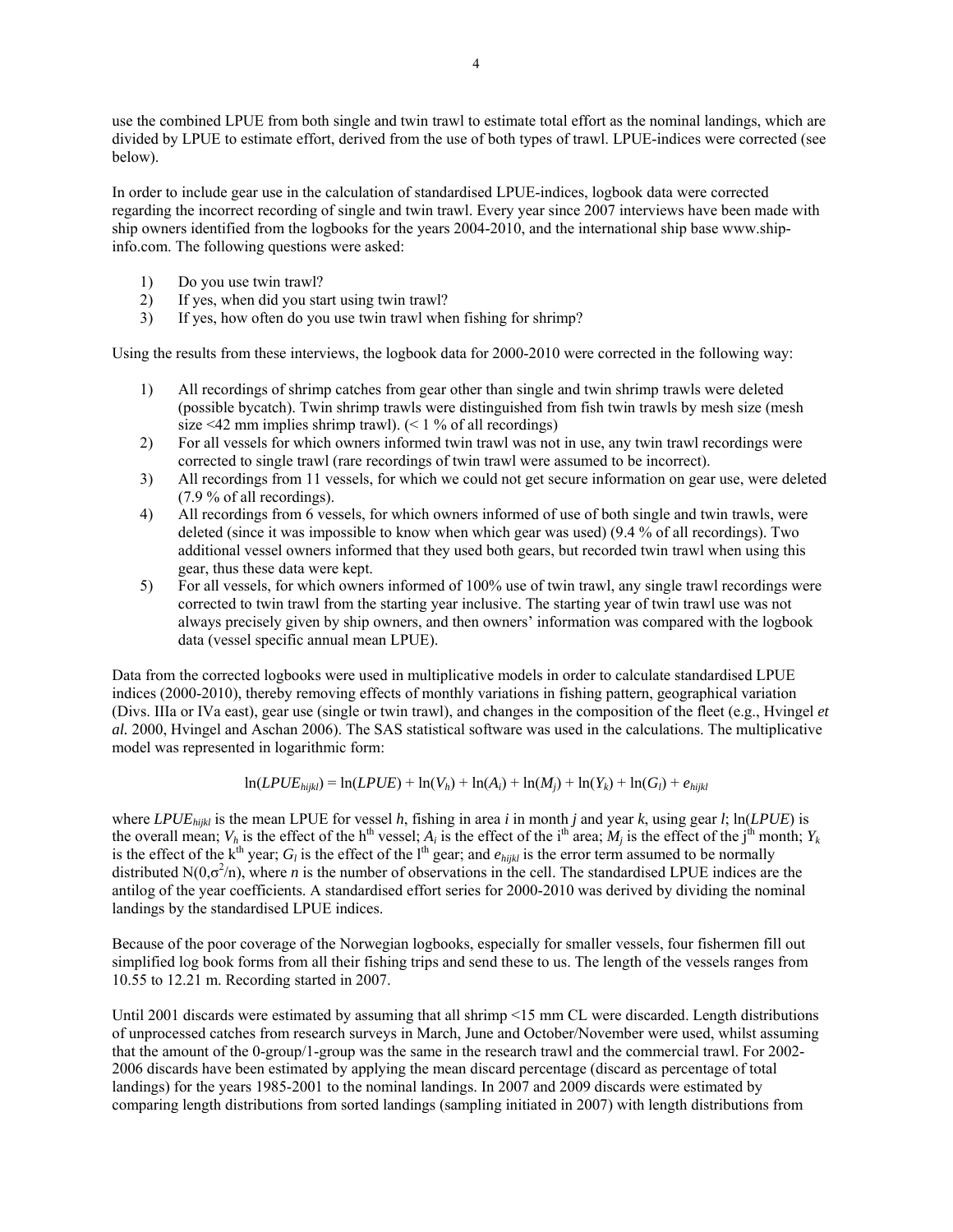use the combined LPUE from both single and twin trawl to estimate total effort as the nominal landings, which are divided by LPUE to estimate effort, derived from the use of both types of trawl. LPUE-indices were corrected (see below).

In order to include gear use in the calculation of standardised LPUE-indices, logbook data were corrected regarding the incorrect recording of single and twin trawl. Every year since 2007 interviews have been made with ship owners identified from the logbooks for the years 2004-2010, and the international ship base www.ship-info.com. The following questions were asked:

1) Do you use twin trawl?
2) If yes, when did you start using twin trawl?
3) If yes, how often do you use twin trawl when fishing for shrimp?

Using the results from these interviews, the logbook data for 2000-2010 were corrected in the following way:

1) All recordings of shrimp catches from gear other than single and twin shrimp trawls were deleted (possible bycatch). Twin shrimp trawls were distinguished from fish twin trawls by mesh size (mesh size <42 mm implies shrimp trawl). (< 1 % of all recordings)
2) For all vessels for which owners informed twin trawl was not in use, any twin trawl recordings were corrected to single trawl (rare recordings of twin trawl were assumed to be incorrect).
3) All recordings from 11 vessels, for which we could not get secure information on gear use, were deleted (7.9 % of all recordings).
4) All recordings from 6 vessels, for which owners informed of use of both single and twin trawls, were deleted (since it was impossible to know when which gear was used) (9.4 % of all recordings). Two additional vessel owners informed that they used both gears, but recorded twin trawl when using this gear, thus these data were kept.
5) For all vessels, for which owners informed of 100% use of twin trawl, any single trawl recordings were corrected to twin trawl from the starting year inclusive. The starting year of twin trawl use was not always precisely given by ship owners, and then owners' information was compared with the logbook data (vessel specific annual mean LPUE).

Data from the corrected logbooks were used in multiplicative models in order to calculate standardised LPUE indices (2000-2010), thereby removing effects of monthly variations in fishing pattern, geographical variation (Divs. IIIa or IVa east), gear use (single or twin trawl), and changes in the composition of the fleet (e.g., Hvingel *et al.* 2000, Hvingel and Aschan 2006). The SAS statistical software was used in the calculations. The multiplicative model was represented in logarithmic form:

$$\ln(LPUE_{hijkl}) = \ln(LPUE) + \ln(V_h) + \ln(A_i) + \ln(M_j) + \ln(Y_k) + \ln(G_l) + e_{hijkl}$$

where $LPUE_{hijkl}$ is the mean LPUE for vessel $h$, fishing in area $i$ in month $j$ and year $k$, using gear $l$; $\ln(LPUE)$ is the overall mean; $V_h$ is the effect of the $h^{th}$ vessel; $A_i$ is the effect of the $i^{th}$ area; $M_j$ is the effect of the $j^{th}$ month; $Y_k$ is the effect of the $k^{th}$ year; $G_l$ is the effect of the $l^{th}$ gear; and $e_{hijkl}$ is the error term assumed to be normally distributed $N(0,\sigma^2/n)$, where $n$ is the number of observations in the cell. The standardised LPUE indices are the antilog of the year coefficients. A standardised effort series for 2000-2010 was derived by dividing the nominal landings by the standardised LPUE indices.

Because of the poor coverage of the Norwegian logbooks, especially for smaller vessels, four fishermen fill out simplified log book forms from all their fishing trips and send these to us. The length of the vessels ranges from 10.55 to 12.21 m. Recording started in 2007.

Until 2001 discards were estimated by assuming that all shrimp <15 mm CL were discarded. Length distributions of unprocessed catches from research surveys in March, June and October/November were used, whilst assuming that the amount of the 0-group/1-group was the same in the research trawl and the commercial trawl. For 2002-2006 discards have been estimated by applying the mean discard percentage (discard as percentage of total landings) for the years 1985-2001 to the nominal landings. In 2007 and 2009 discards were estimated by comparing length distributions from sorted landings (sampling initiated in 2007) with length distributions from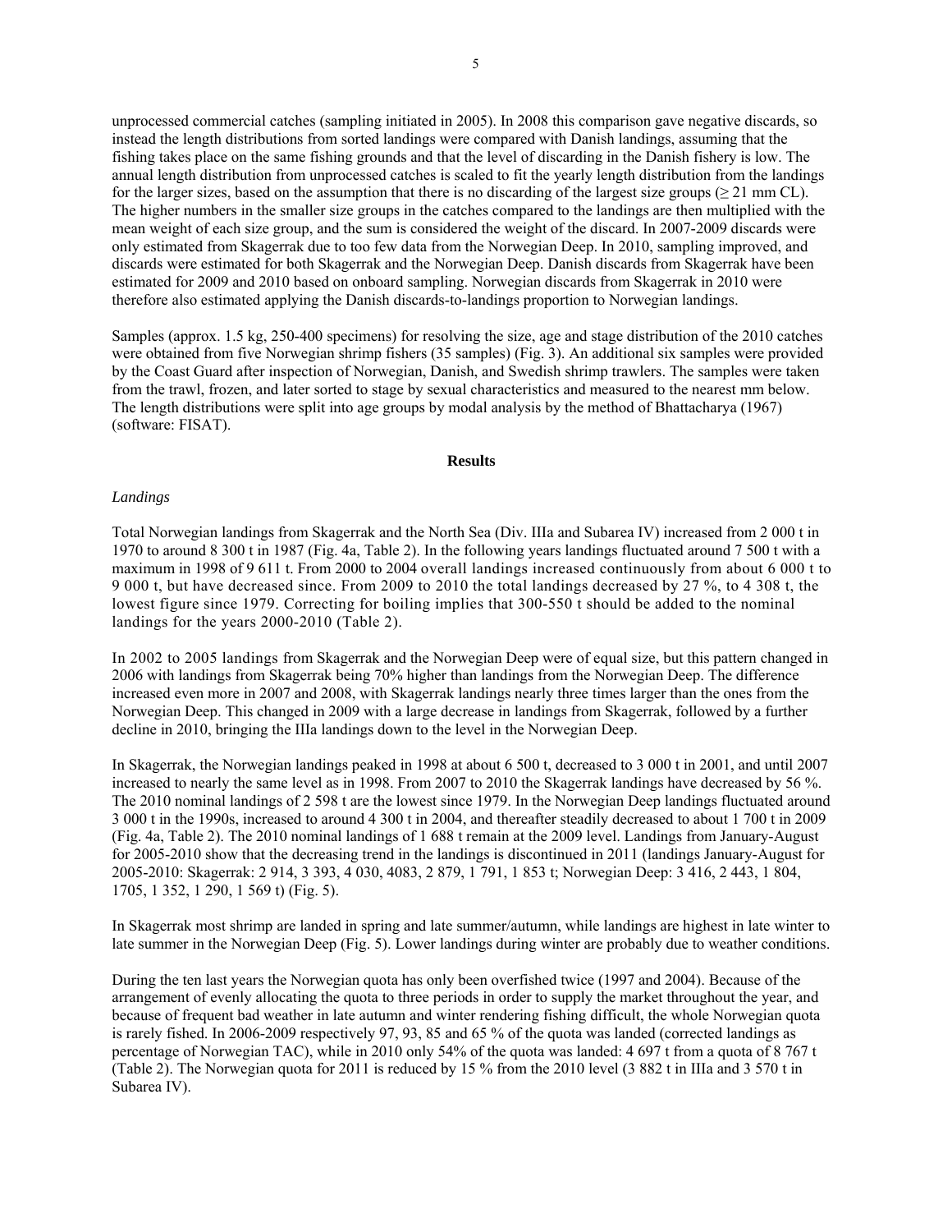unprocessed commercial catches (sampling initiated in 2005). In 2008 this comparison gave negative discards, so instead the length distributions from sorted landings were compared with Danish landings, assuming that the fishing takes place on the same fishing grounds and that the level of discarding in the Danish fishery is low. The annual length distribution from unprocessed catches is scaled to fit the yearly length distribution from the landings for the larger sizes, based on the assumption that there is no discarding of the largest size groups ($\geq 21$ mm CL). The higher numbers in the smaller size groups in the catches compared to the landings are then multiplied with the mean weight of each size group, and the sum is considered the weight of the discard. In 2007-2009 discards were only estimated from Skagerrak due to too few data from the Norwegian Deep. In 2010, sampling improved, and discards were estimated for both Skagerrak and the Norwegian Deep. Danish discards from Skagerrak have been estimated for 2009 and 2010 based on onboard sampling. Norwegian discards from Skagerrak in 2010 were therefore also estimated applying the Danish discards-to-landings proportion to Norwegian landings.

Samples (approx. 1.5 kg, 250-400 specimens) for resolving the size, age and stage distribution of the 2010 catches were obtained from five Norwegian shrimp fishers (35 samples) (Fig. 3). An additional six samples were provided by the Coast Guard after inspection of Norwegian, Danish, and Swedish shrimp trawlers. The samples were taken from the trawl, frozen, and later sorted to stage by sexual characteristics and measured to the nearest mm below. The length distributions were split into age groups by modal analysis by the method of Bhattacharya (1967) (software: FISAT).

## Results

*Landings*

Total Norwegian landings from Skagerrak and the North Sea (Div. IIIa and Subarea IV) increased from 2 000 t in 1970 to around 8 300 t in 1987 (Fig. 4a, Table 2). In the following years landings fluctuated around 7 500 t with a maximum in 1998 of 9 611 t. From 2000 to 2004 overall landings increased continuously from about 6 000 t to 9 000 t, but have decreased since. From 2009 to 2010 the total landings decreased by 27 %, to 4 308 t, the lowest figure since 1979. Correcting for boiling implies that 300-550 t should be added to the nominal landings for the years 2000-2010 (Table 2).

In 2002 to 2005 landings from Skagerrak and the Norwegian Deep were of equal size, but this pattern changed in 2006 with landings from Skagerrak being 70% higher than landings from the Norwegian Deep. The difference increased even more in 2007 and 2008, with Skagerrak landings nearly three times larger than the ones from the Norwegian Deep. This changed in 2009 with a large decrease in landings from Skagerrak, followed by a further decline in 2010, bringing the IIIa landings down to the level in the Norwegian Deep.

In Skagerrak, the Norwegian landings peaked in 1998 at about 6 500 t, decreased to 3 000 t in 2001, and until 2007 increased to nearly the same level as in 1998. From 2007 to 2010 the Skagerrak landings have decreased by 56 %. The 2010 nominal landings of 2 598 t are the lowest since 1979. In the Norwegian Deep landings fluctuated around 3 000 t in the 1990s, increased to around 4 300 t in 2004, and thereafter steadily decreased to about 1 700 t in 2009 (Fig. 4a, Table 2). The 2010 nominal landings of 1 688 t remain at the 2009 level. Landings from January-August for 2005-2010 show that the decreasing trend in the landings is discontinued in 2011 (landings January-August for 2005-2010: Skagerrak: 2 914, 3 393, 4 030, 4083, 2 879, 1 791, 1 853 t; Norwegian Deep: 3 416, 2 443, 1 804, 1705, 1 352, 1 290, 1 569 t) (Fig. 5).

In Skagerrak most shrimp are landed in spring and late summer/autumn, while landings are highest in late winter to late summer in the Norwegian Deep (Fig. 5). Lower landings during winter are probably due to weather conditions.

During the ten last years the Norwegian quota has only been overfished twice (1997 and 2004). Because of the arrangement of evenly allocating the quota to three periods in order to supply the market throughout the year, and because of frequent bad weather in late autumn and winter rendering fishing difficult, the whole Norwegian quota is rarely fished. In 2006-2009 respectively 97, 93, 85 and 65 % of the quota was landed (corrected landings as percentage of Norwegian TAC), while in 2010 only 54% of the quota was landed: 4 697 t from a quota of 8 767 t (Table 2). The Norwegian quota for 2011 is reduced by 15 % from the 2010 level (3 882 t in IIIa and 3 570 t in Subarea IV).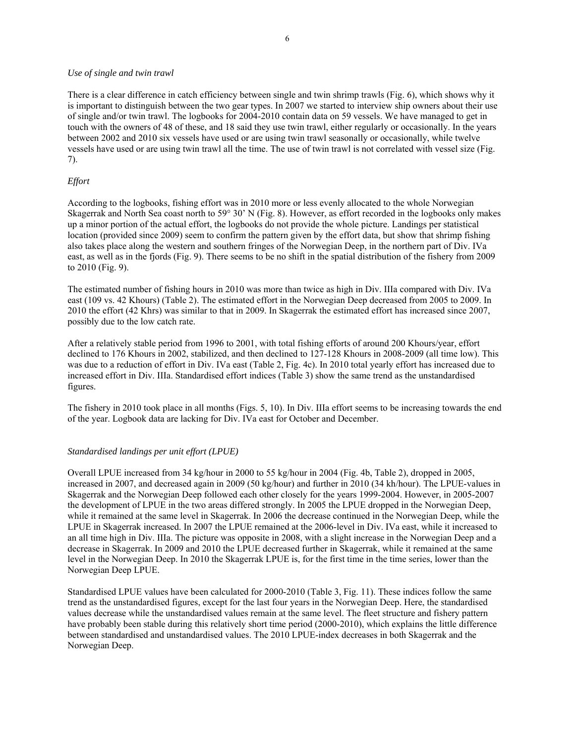*Use of single and twin trawl*

There is a clear difference in catch efficiency between single and twin shrimp trawls (Fig. 6), which shows why it is important to distinguish between the two gear types. In 2007 we started to interview ship owners about their use of single and/or twin trawl. The logbooks for 2004-2010 contain data on 59 vessels. We have managed to get in touch with the owners of 48 of these, and 18 said they use twin trawl, either regularly or occasionally. In the years between 2002 and 2010 six vessels have used or are using twin trawl seasonally or occasionally, while twelve vessels have used or are using twin trawl all the time. The use of twin trawl is not correlated with vessel size (Fig. 7).

*Effort*

According to the logbooks, fishing effort was in 2010 more or less evenly allocated to the whole Norwegian Skagerrak and North Sea coast north to 59° 30' N (Fig. 8). However, as effort recorded in the logbooks only makes up a minor portion of the actual effort, the logbooks do not provide the whole picture. Landings per statistical location (provided since 2009) seem to confirm the pattern given by the effort data, but show that shrimp fishing also takes place along the western and southern fringes of the Norwegian Deep, in the northern part of Div. IVa east, as well as in the fjords (Fig. 9). There seems to be no shift in the spatial distribution of the fishery from 2009 to 2010 (Fig. 9).

The estimated number of fishing hours in 2010 was more than twice as high in Div. IIIa compared with Div. IVa east (109 vs. 42 Khours) (Table 2). The estimated effort in the Norwegian Deep decreased from 2005 to 2009. In 2010 the effort (42 Khrs) was similar to that in 2009. In Skagerrak the estimated effort has increased since 2007, possibly due to the low catch rate.

After a relatively stable period from 1996 to 2001, with total fishing efforts of around 200 Khours/year, effort declined to 176 Khours in 2002, stabilized, and then declined to 127-128 Khours in 2008-2009 (all time low). This was due to a reduction of effort in Div. IVa east (Table 2, Fig. 4c). In 2010 total yearly effort has increased due to increased effort in Div. IIIa. Standardised effort indices (Table 3) show the same trend as the unstandardised figures.

The fishery in 2010 took place in all months (Figs. 5, 10). In Div. IIIa effort seems to be increasing towards the end of the year. Logbook data are lacking for Div. IVa east for October and December.

*Standardised landings per unit effort (LPUE)*

Overall LPUE increased from 34 kg/hour in 2000 to 55 kg/hour in 2004 (Fig. 4b, Table 2), dropped in 2005, increased in 2007, and decreased again in 2009 (50 kg/hour) and further in 2010 (34 kh/hour). The LPUE-values in Skagerrak and the Norwegian Deep followed each other closely for the years 1999-2004. However, in 2005-2007 the development of LPUE in the two areas differed strongly. In 2005 the LPUE dropped in the Norwegian Deep, while it remained at the same level in Skagerrak. In 2006 the decrease continued in the Norwegian Deep, while the LPUE in Skagerrak increased. In 2007 the LPUE remained at the 2006-level in Div. IVa east, while it increased to an all time high in Div. IIIa. The picture was opposite in 2008, with a slight increase in the Norwegian Deep and a decrease in Skagerrak. In 2009 and 2010 the LPUE decreased further in Skagerrak, while it remained at the same level in the Norwegian Deep. In 2010 the Skagerrak LPUE is, for the first time in the time series, lower than the Norwegian Deep LPUE.

Standardised LPUE values have been calculated for 2000-2010 (Table 3, Fig. 11). These indices follow the same trend as the unstandardised figures, except for the last four years in the Norwegian Deep. Here, the standardised values decrease while the unstandardised values remain at the same level. The fleet structure and fishery pattern have probably been stable during this relatively short time period (2000-2010), which explains the little difference between standardised and unstandardised values. The 2010 LPUE-index decreases in both Skagerrak and the Norwegian Deep.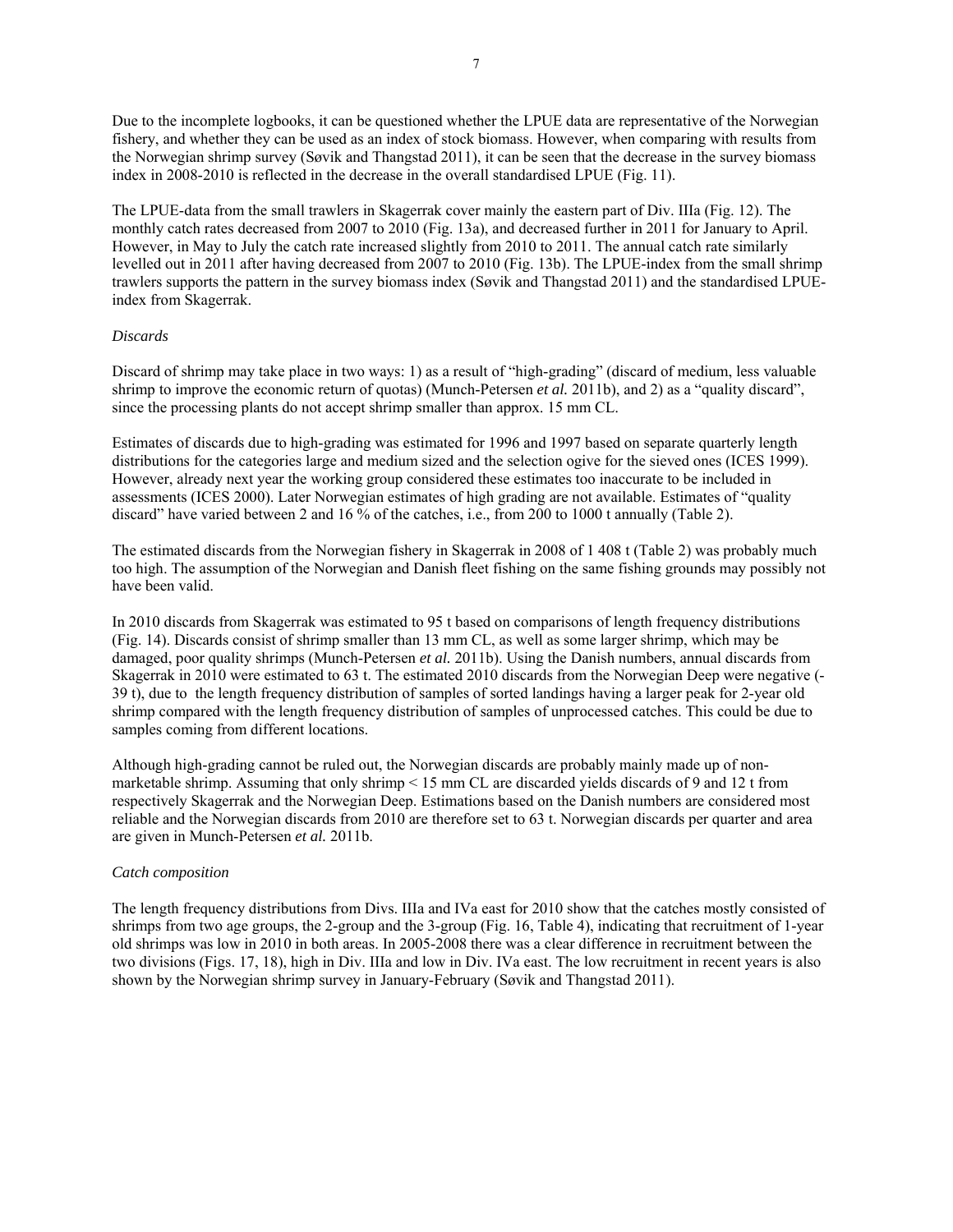Due to the incomplete logbooks, it can be questioned whether the LPUE data are representative of the Norwegian fishery, and whether they can be used as an index of stock biomass. However, when comparing with results from the Norwegian shrimp survey (Søvik and Thangstad 2011), it can be seen that the decrease in the survey biomass index in 2008-2010 is reflected in the decrease in the overall standardised LPUE (Fig. 11).

The LPUE-data from the small trawlers in Skagerrak cover mainly the eastern part of Div. IIIa (Fig. 12). The monthly catch rates decreased from 2007 to 2010 (Fig. 13a), and decreased further in 2011 for January to April. However, in May to July the catch rate increased slightly from 2010 to 2011. The annual catch rate similarly levelled out in 2011 after having decreased from 2007 to 2010 (Fig. 13b). The LPUE-index from the small shrimp trawlers supports the pattern in the survey biomass index (Søvik and Thangstad 2011) and the standardised LPUE-index from Skagerrak.

*Discards*

Discard of shrimp may take place in two ways: 1) as a result of "high-grading" (discard of medium, less valuable shrimp to improve the economic return of quotas) (Munch-Petersen *et al.* 2011b), and 2) as a "quality discard", since the processing plants do not accept shrimp smaller than approx. 15 mm CL.

Estimates of discards due to high-grading was estimated for 1996 and 1997 based on separate quarterly length distributions for the categories large and medium sized and the selection ogive for the sieved ones (ICES 1999). However, already next year the working group considered these estimates too inaccurate to be included in assessments (ICES 2000). Later Norwegian estimates of high grading are not available. Estimates of "quality discard" have varied between 2 and 16 % of the catches, i.e., from 200 to 1000 t annually (Table 2).

The estimated discards from the Norwegian fishery in Skagerrak in 2008 of 1 408 t (Table 2) was probably much too high. The assumption of the Norwegian and Danish fleet fishing on the same fishing grounds may possibly not have been valid.

In 2010 discards from Skagerrak was estimated to 95 t based on comparisons of length frequency distributions (Fig. 14). Discards consist of shrimp smaller than 13 mm CL, as well as some larger shrimp, which may be damaged, poor quality shrimps (Munch-Petersen *et al.* 2011b). Using the Danish numbers, annual discards from Skagerrak in 2010 were estimated to 63 t. The estimated 2010 discards from the Norwegian Deep were negative (-39 t), due to the length frequency distribution of samples of sorted landings having a larger peak for 2-year old shrimp compared with the length frequency distribution of samples of unprocessed catches. This could be due to samples coming from different locations.

Although high-grading cannot be ruled out, the Norwegian discards are probably mainly made up of non-marketable shrimp. Assuming that only shrimp < 15 mm CL are discarded yields discards of 9 and 12 t from respectively Skagerrak and the Norwegian Deep. Estimations based on the Danish numbers are considered most reliable and the Norwegian discards from 2010 are therefore set to 63 t. Norwegian discards per quarter and area are given in Munch-Petersen *et al.* 2011b.

*Catch composition*

The length frequency distributions from Divs. IIIa and IVa east for 2010 show that the catches mostly consisted of shrimps from two age groups, the 2-group and the 3-group (Fig. 16, Table 4), indicating that recruitment of 1-year old shrimps was low in 2010 in both areas. In 2005-2008 there was a clear difference in recruitment between the two divisions (Figs. 17, 18), high in Div. IIIa and low in Div. IVa east. The low recruitment in recent years is also shown by the Norwegian shrimp survey in January-February (Søvik and Thangstad 2011).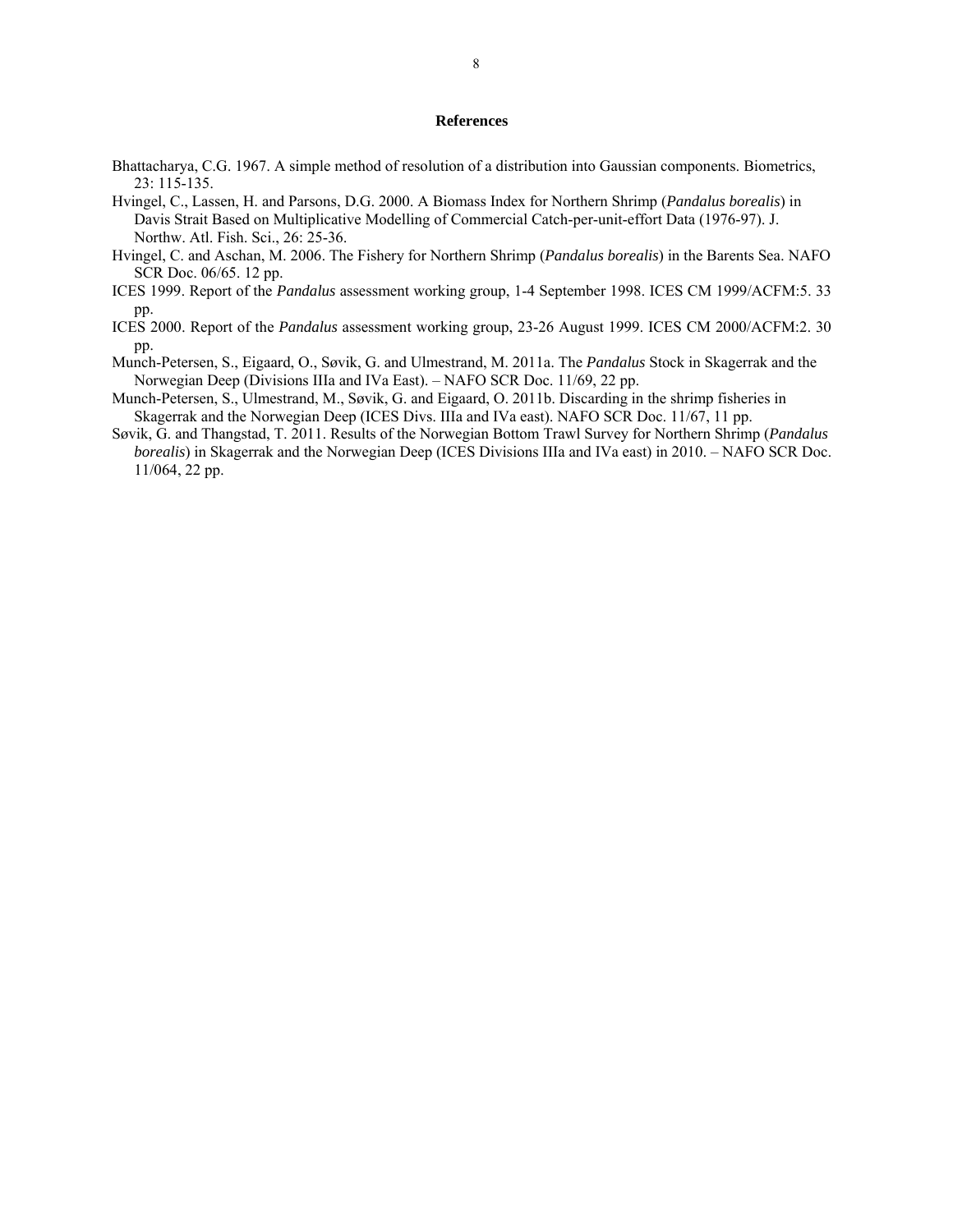# References

Bhattacharya, C.G. 1967. A simple method of resolution of a distribution into Gaussian components. Biometrics, 23: 115-135.

Hvingel, C., Lassen, H. and Parsons, D.G. 2000. A Biomass Index for Northern Shrimp (*Pandalus borealis*) in Davis Strait Based on Multiplicative Modelling of Commercial Catch-per-unit-effort Data (1976-97). J. Northw. Atl. Fish. Sci., 26: 25-36.

Hvingel, C. and Aschan, M. 2006. The Fishery for Northern Shrimp (*Pandalus borealis*) in the Barents Sea. NAFO SCR Doc. 06/65. 12 pp.

ICES 1999. Report of the *Pandalus* assessment working group, 1-4 September 1998. ICES CM 1999/ACFM:5. 33 pp.

ICES 2000. Report of the *Pandalus* assessment working group, 23-26 August 1999. ICES CM 2000/ACFM:2. 30 pp.

Munch-Petersen, S., Eigaard, O., Søvik, G. and Ulmestrand, M. 2011a. The *Pandalus* Stock in Skagerrak and the Norwegian Deep (Divisions IIIa and IVa East). – NAFO SCR Doc. 11/69, 22 pp.

Munch-Petersen, S., Ulmestrand, M., Søvik, G. and Eigaard, O. 2011b. Discarding in the shrimp fisheries in Skagerrak and the Norwegian Deep (ICES Divs. IIIa and IVa east). NAFO SCR Doc. 11/67, 11 pp.

Søvik, G. and Thangstad, T. 2011. Results of the Norwegian Bottom Trawl Survey for Northern Shrimp (*Pandalus borealis*) in Skagerrak and the Norwegian Deep (ICES Divisions IIIa and IVa east) in 2010. – NAFO SCR Doc. 11/064, 22 pp.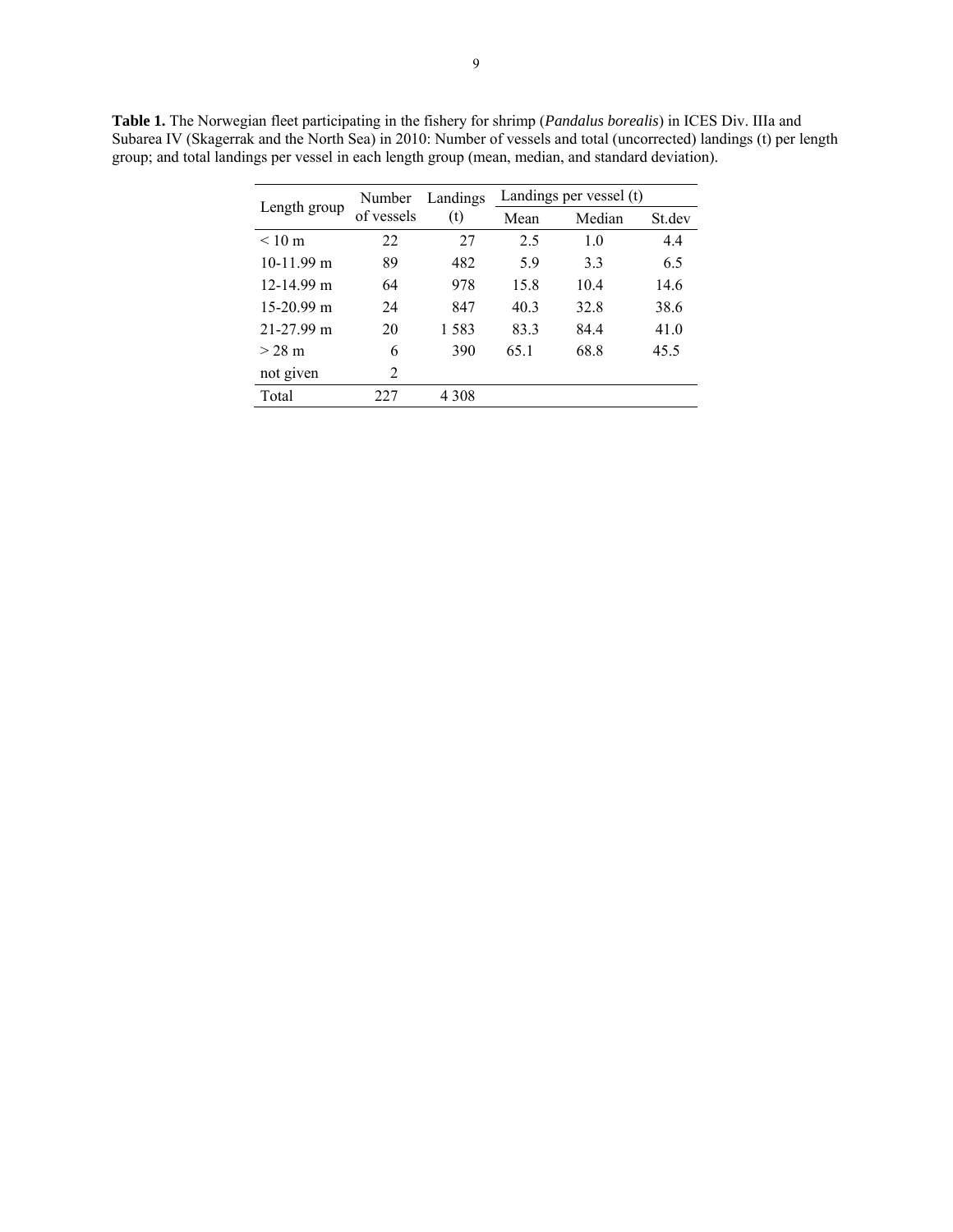**Table 1.** The Norwegian fleet participating in the fishery for shrimp (*Pandalus borealis*) in ICES Div. IIIa and Subarea IV (Skagerrak and the North Sea) in 2010: Number of vessels and total (uncorrected) landings (t) per length group; and total landings per vessel in each length group (mean, median, and standard deviation).

| Length group | Number of vessels | Landings (t) | Landings per vessel (t) | | |
|---|---|---|---|---|---|
| | | | Mean | Median | St.dev |
| < 10 m | 22 | 27 | 2.5 | 1.0 | 4.4 |
| 10-11.99 m | 89 | 482 | 5.9 | 3.3 | 6.5 |
| 12-14.99 m | 64 | 978 | 15.8 | 10.4 | 14.6 |
| 15-20.99 m | 24 | 847 | 40.3 | 32.8 | 38.6 |
| 21-27.99 m | 20 | 1 583 | 83.3 | 84.4 | 41.0 |
| > 28 m | 6 | 390 | 65.1 | 68.8 | 45.5 |
| not given | 2 | | | | |
| Total | 227 | 4 308 | | | |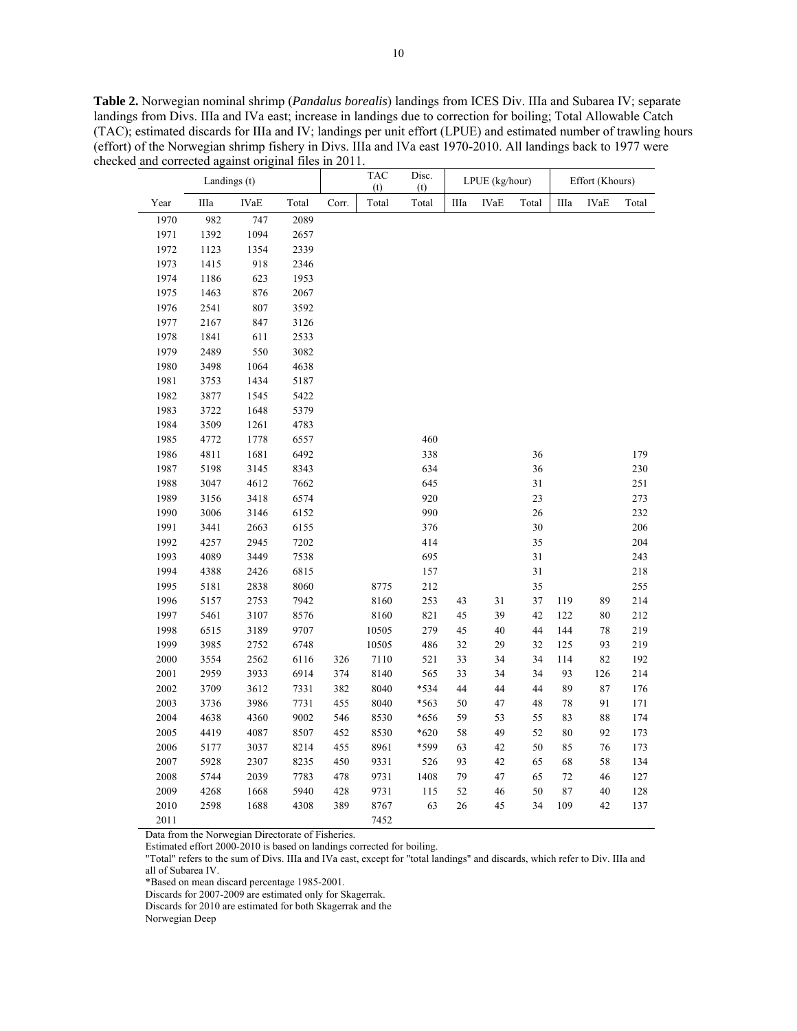**Table 2.** Norwegian nominal shrimp (*Pandalus borealis*) landings from ICES Div. IIIa and Subarea IV; separate landings from Divs. IIIa and IVa east; increase in landings due to correction for boiling; Total Allowable Catch (TAC); estimated discards for IIIa and IV; landings per unit effort (LPUE) and estimated number of trawling hours (effort) of the Norwegian shrimp fishery in Divs. IIIa and IVa east 1970-2010. All landings back to 1977 were checked and corrected against original files in 2011.

| | Landings (t) | | | | TAC (t) | Disc. (t) | LPUE (kg/hour) | | | Effort (Khours) | | |
|---|---|---|---|---|---|---|---|---|---|---|---|---|
| Year | IIIa | IVaE | Total | Corr. | Total | Total | IIIa | IVaE | Total | IIIa | IVaE | Total |
| 1970 | 982 | 747 | 2089 | | | | | | | | | |
| 1971 | 1392 | 1094 | 2657 | | | | | | | | | |
| 1972 | 1123 | 1354 | 2339 | | | | | | | | | |
| 1973 | 1415 | 918 | 2346 | | | | | | | | | |
| 1974 | 1186 | 623 | 1953 | | | | | | | | | |
| 1975 | 1463 | 876 | 2067 | | | | | | | | | |
| 1976 | 2541 | 807 | 3592 | | | | | | | | | |
| 1977 | 2167 | 847 | 3126 | | | | | | | | | |
| 1978 | 1841 | 611 | 2533 | | | | | | | | | |
| 1979 | 2489 | 550 | 3082 | | | | | | | | | |
| 1980 | 3498 | 1064 | 4638 | | | | | | | | | |
| 1981 | 3753 | 1434 | 5187 | | | | | | | | | |
| 1982 | 3877 | 1545 | 5422 | | | | | | | | | |
| 1983 | 3722 | 1648 | 5379 | | | | | | | | | |
| 1984 | 3509 | 1261 | 4783 | | | | | | | | | |
| 1985 | 4772 | 1778 | 6557 | | | 460 | | | | | | |
| 1986 | 4811 | 1681 | 6492 | | | 338 | | | 36 | | | 179 |
| 1987 | 5198 | 3145 | 8343 | | | 634 | | | 36 | | | 230 |
| 1988 | 3047 | 4612 | 7662 | | | 645 | | | 31 | | | 251 |
| 1989 | 3156 | 3418 | 6574 | | | 920 | | | 23 | | | 273 |
| 1990 | 3006 | 3146 | 6152 | | | 990 | | | 26 | | | 232 |
| 1991 | 3441 | 2663 | 6155 | | | 376 | | | 30 | | | 206 |
| 1992 | 4257 | 2945 | 7202 | | | 414 | | | 35 | | | 204 |
| 1993 | 4089 | 3449 | 7538 | | | 695 | | | 31 | | | 243 |
| 1994 | 4388 | 2426 | 6815 | | | 157 | | | 31 | | | 218 |
| 1995 | 5181 | 2838 | 8060 | | 8775 | 212 | | | 35 | | | 255 |
| 1996 | 5157 | 2753 | 7942 | | 8160 | 253 | 43 | 31 | 37 | 119 | 89 | 214 |
| 1997 | 5461 | 3107 | 8576 | | 8160 | 821 | 45 | 39 | 42 | 122 | 80 | 212 |
| 1998 | 6515 | 3189 | 9707 | | 10505 | 279 | 45 | 40 | 44 | 144 | 78 | 219 |
| 1999 | 3985 | 2752 | 6748 | | 10505 | 486 | 32 | 29 | 32 | 125 | 93 | 219 |
| 2000 | 3554 | 2562 | 6116 | 326 | 7110 | 521 | 33 | 34 | 34 | 114 | 82 | 192 |
| 2001 | 2959 | 3933 | 6914 | 374 | 8140 | 565 | 33 | 34 | 34 | 93 | 126 | 214 |
| 2002 | 3709 | 3612 | 7331 | 382 | 8040 | *534 | 44 | 44 | 44 | 89 | 87 | 176 |
| 2003 | 3736 | 3986 | 7731 | 455 | 8040 | *563 | 50 | 47 | 48 | 78 | 91 | 171 |
| 2004 | 4638 | 4360 | 9002 | 546 | 8530 | *656 | 59 | 53 | 55 | 83 | 88 | 174 |
| 2005 | 4419 | 4087 | 8507 | 452 | 8530 | *620 | 58 | 49 | 52 | 80 | 92 | 173 |
| 2006 | 5177 | 3037 | 8214 | 455 | 8961 | *599 | 63 | 42 | 50 | 85 | 76 | 173 |
| 2007 | 5928 | 2307 | 8235 | 450 | 9331 | 526 | 93 | 42 | 65 | 68 | 58 | 134 |
| 2008 | 5744 | 2039 | 7783 | 478 | 9731 | 1408 | 79 | 47 | 65 | 72 | 46 | 127 |
| 2009 | 4268 | 1668 | 5940 | 428 | 9731 | 115 | 52 | 46 | 50 | 87 | 40 | 128 |
| 2010 | 2598 | 1688 | 4308 | 389 | 8767 | 63 | 26 | 45 | 34 | 109 | 42 | 137 |
| 2011 | | | | | 7452 | | | | | | | |

Data from the Norwegian Directorate of Fisheries.
Estimated effort 2000-2010 is based on landings corrected for boiling.
"Total" refers to the sum of Divs. IIIa and IVa east, except for "total landings" and discards, which refer to Div. IIIa and all of Subarea IV.
*Based on mean discard percentage 1985-2001.
Discards for 2007-2009 are estimated only for Skagerrak.
Discards for 2010 are estimated for both Skagerrak and the Norwegian Deep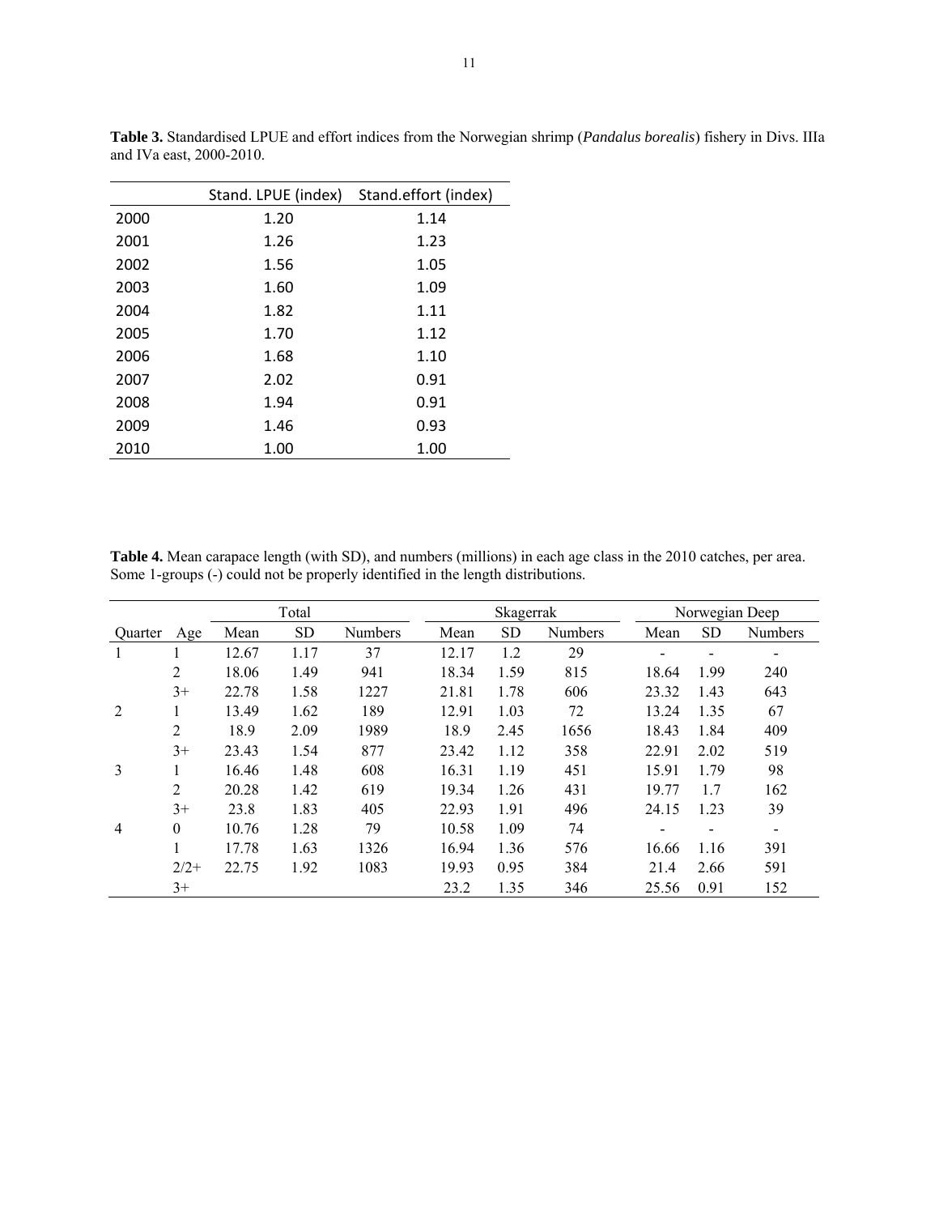**Table 3.** Standardised LPUE and effort indices from the Norwegian shrimp (*Pandalus borealis*) fishery in Divs. IIIa and IVa east, 2000-2010.

| | Stand. LPUE (index) | Stand.effort (index) |
|---|---|---|
| 2000 | 1.20 | 1.14 |
| 2001 | 1.26 | 1.23 |
| 2002 | 1.56 | 1.05 |
| 2003 | 1.60 | 1.09 |
| 2004 | 1.82 | 1.11 |
| 2005 | 1.70 | 1.12 |
| 2006 | 1.68 | 1.10 |
| 2007 | 2.02 | 0.91 |
| 2008 | 1.94 | 0.91 |
| 2009 | 1.46 | 0.93 |
| 2010 | 1.00 | 1.00 |

**Table 4.** Mean carapace length (with SD), and numbers (millions) in each age class in the 2010 catches, per area. Some 1-groups (-) could not be properly identified in the length distributions.

| | | Total | | | Skagerrak | | | Norwegian Deep | | |
|---|---|---|---|---|---|---|---|---|---|---|
| Quarter | Age | Mean | SD | Numbers | Mean | SD | Numbers | Mean | SD | Numbers |
| 1 | 1 | 12.67 | 1.17 | 37 | 12.17 | 1.2 | 29 | - | - | - |
| | 2 | 18.06 | 1.49 | 941 | 18.34 | 1.59 | 815 | 18.64 | 1.99 | 240 |
| | 3+ | 22.78 | 1.58 | 1227 | 21.81 | 1.78 | 606 | 23.32 | 1.43 | 643 |
| 2 | 1 | 13.49 | 1.62 | 189 | 12.91 | 1.03 | 72 | 13.24 | 1.35 | 67 |
| | 2 | 18.9 | 2.09 | 1989 | 18.9 | 2.45 | 1656 | 18.43 | 1.84 | 409 |
| | 3+ | 23.43 | 1.54 | 877 | 23.42 | 1.12 | 358 | 22.91 | 2.02 | 519 |
| 3 | 1 | 16.46 | 1.48 | 608 | 16.31 | 1.19 | 451 | 15.91 | 1.79 | 98 |
| | 2 | 20.28 | 1.42 | 619 | 19.34 | 1.26 | 431 | 19.77 | 1.7 | 162 |
| | 3+ | 23.8 | 1.83 | 405 | 22.93 | 1.91 | 496 | 24.15 | 1.23 | 39 |
| 4 | 0 | 10.76 | 1.28 | 79 | 10.58 | 1.09 | 74 | - | - | - |
| | 1 | 17.78 | 1.63 | 1326 | 16.94 | 1.36 | 576 | 16.66 | 1.16 | 391 |
| | 2/2+ | 22.75 | 1.92 | 1083 | 19.93 | 0.95 | 384 | 21.4 | 2.66 | 591 |
| | 3+ | | | | 23.2 | 1.35 | 346 | 25.56 | 0.91 | 152 |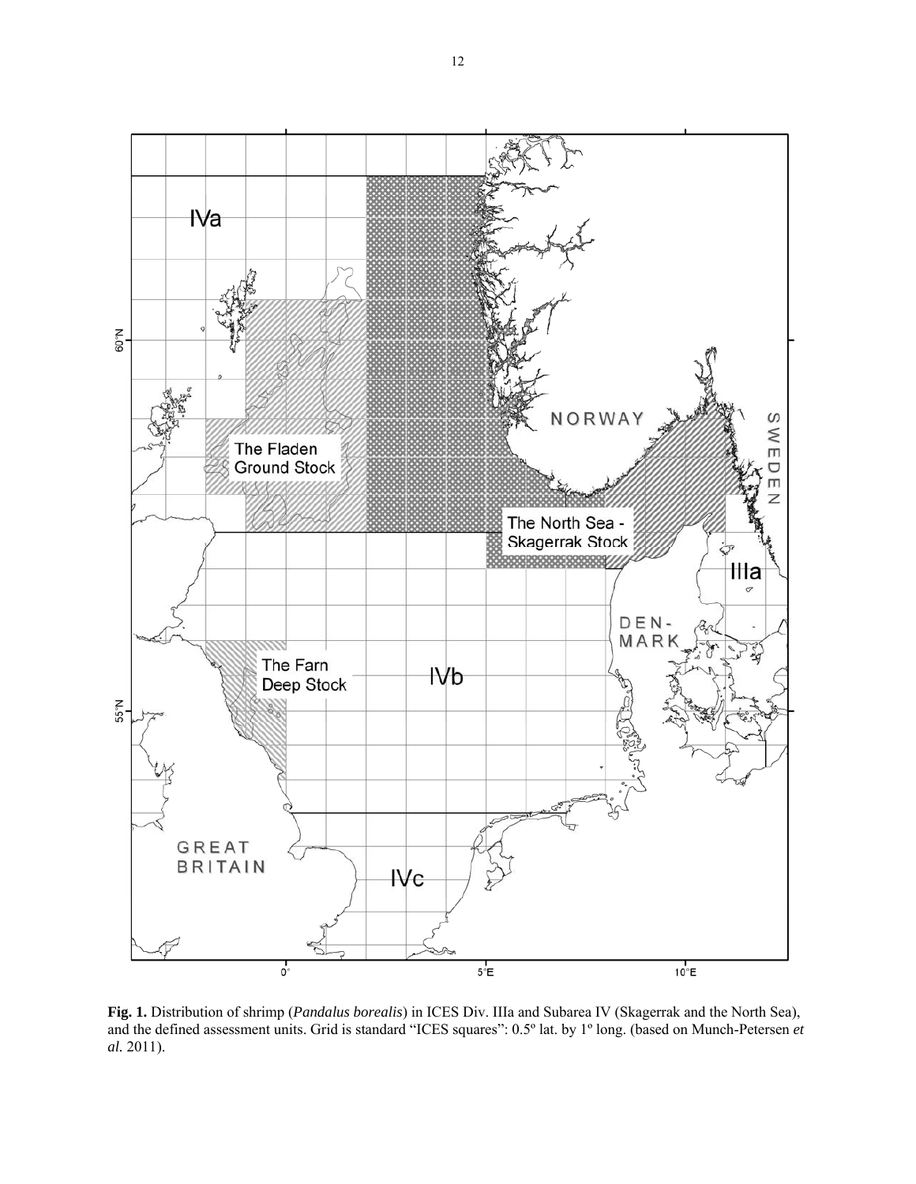**Fig. 1.** Distribution of shrimp (*Pandalus borealis*) in ICES Div. IIIa and Subarea IV (Skagerrak and the North Sea), and the defined assessment units. Grid is standard "ICES squares": 0.5º lat. by 1º long. (based on Munch-Petersen *et al.* 2011).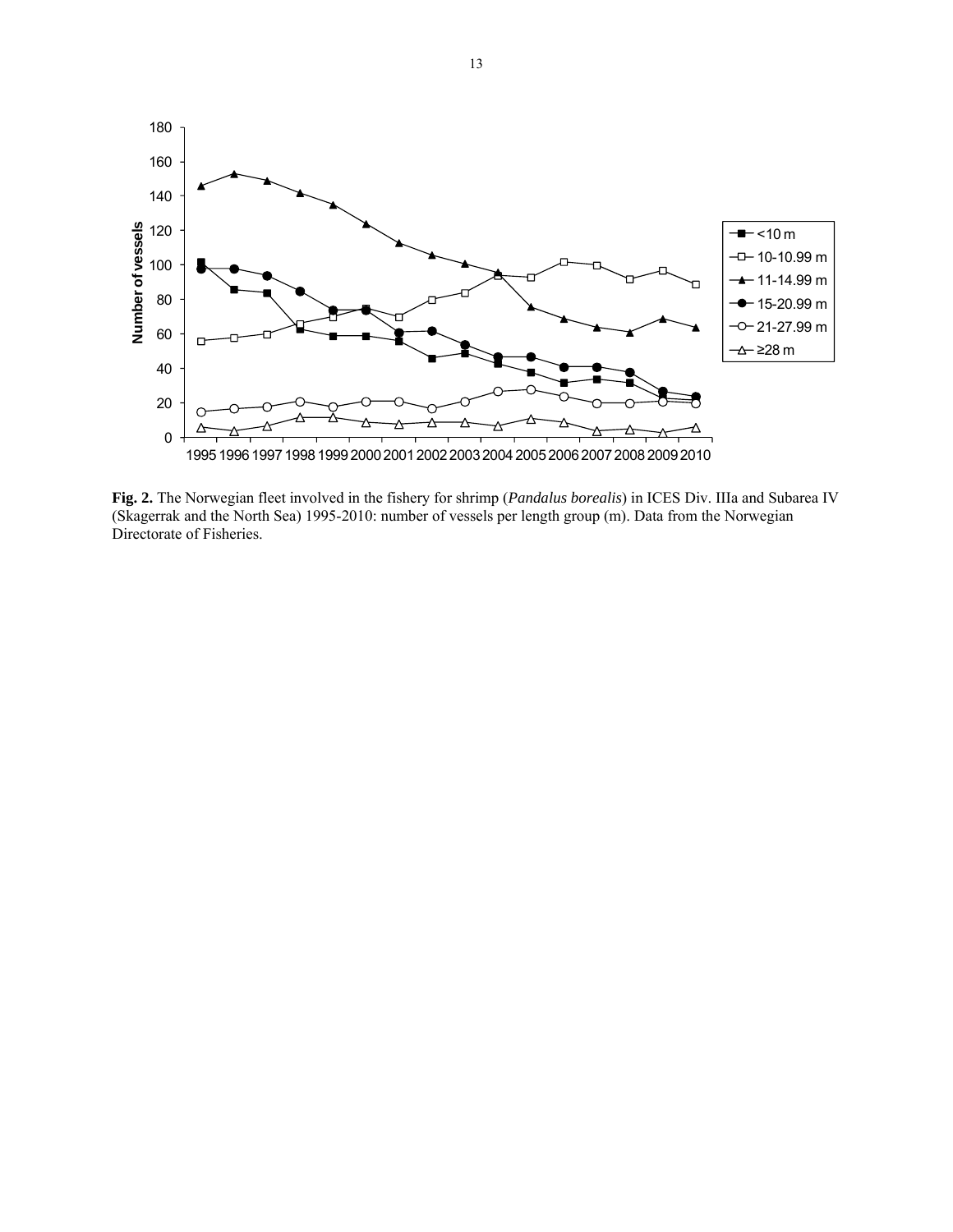**Fig. 2.** The Norwegian fleet involved in the fishery for shrimp (*Pandalus borealis*) in ICES Div. IIIa and Subarea IV (Skagerrak and the North Sea) 1995-2010: number of vessels per length group (m). Data from the Norwegian Directorate of Fisheries.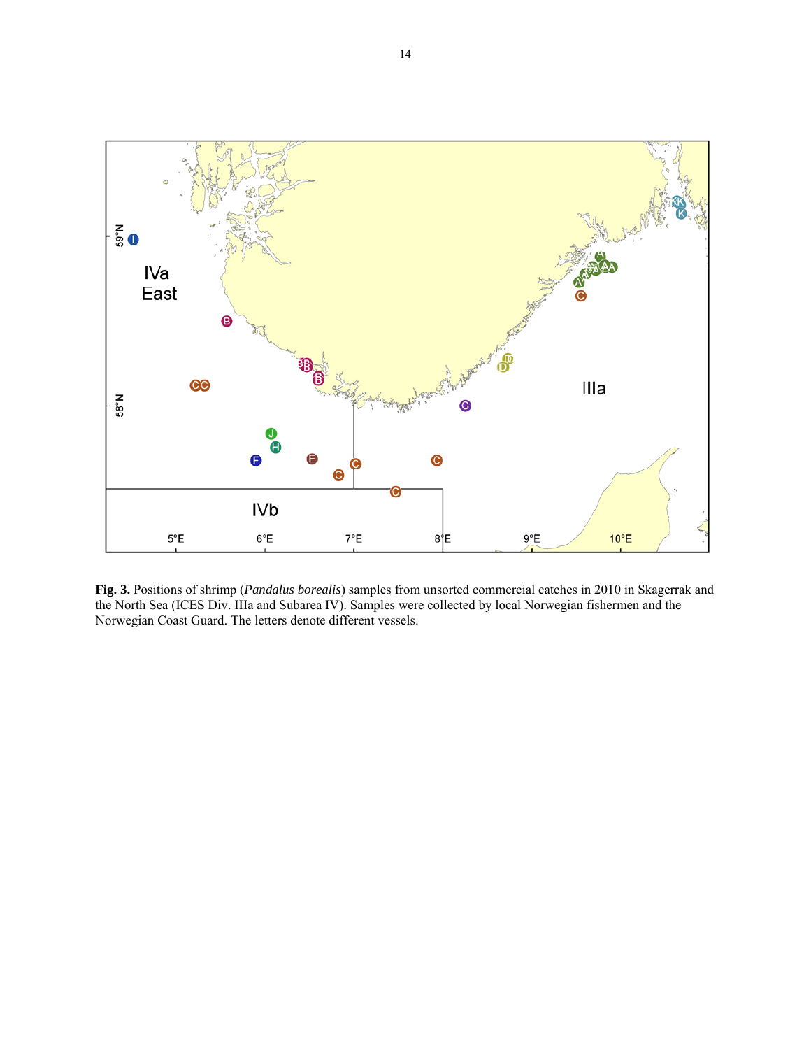**Fig. 3.** Positions of shrimp (*Pandalus borealis*) samples from unsorted commercial catches in 2010 in Skagerrak and the North Sea (ICES Div. IIIa and Subarea IV). Samples were collected by local Norwegian fishermen and the Norwegian Coast Guard. The letters denote different vessels.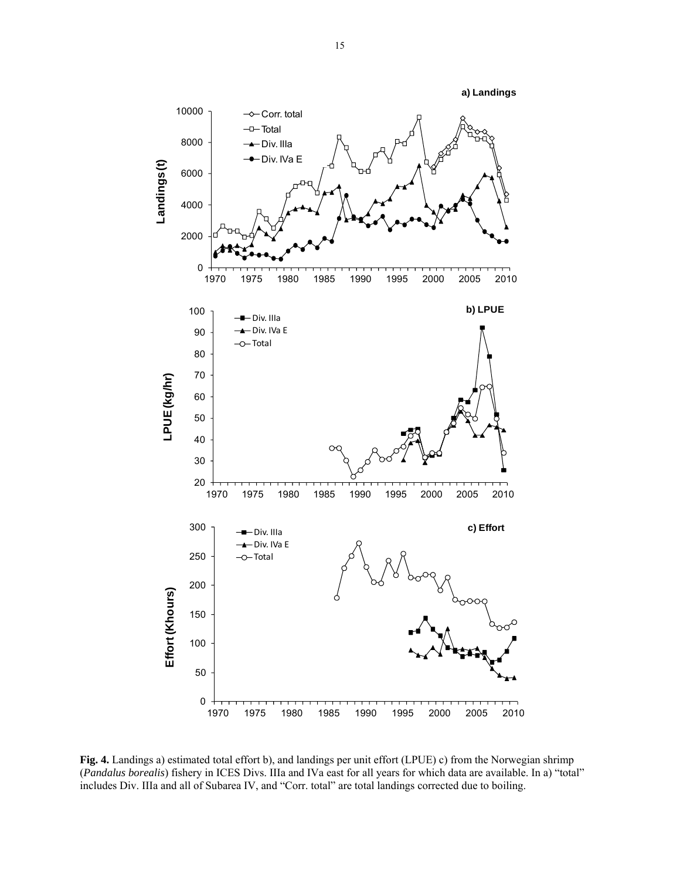**Fig. 4.** Landings a) estimated total effort b), and landings per unit effort (LPUE) c) from the Norwegian shrimp (*Pandalus borealis*) fishery in ICES Divs. IIIa and IVa east for all years for which data are available. In a) "total" includes Div. IIIa and all of Subarea IV, and "Corr. total" are total landings corrected due to boiling.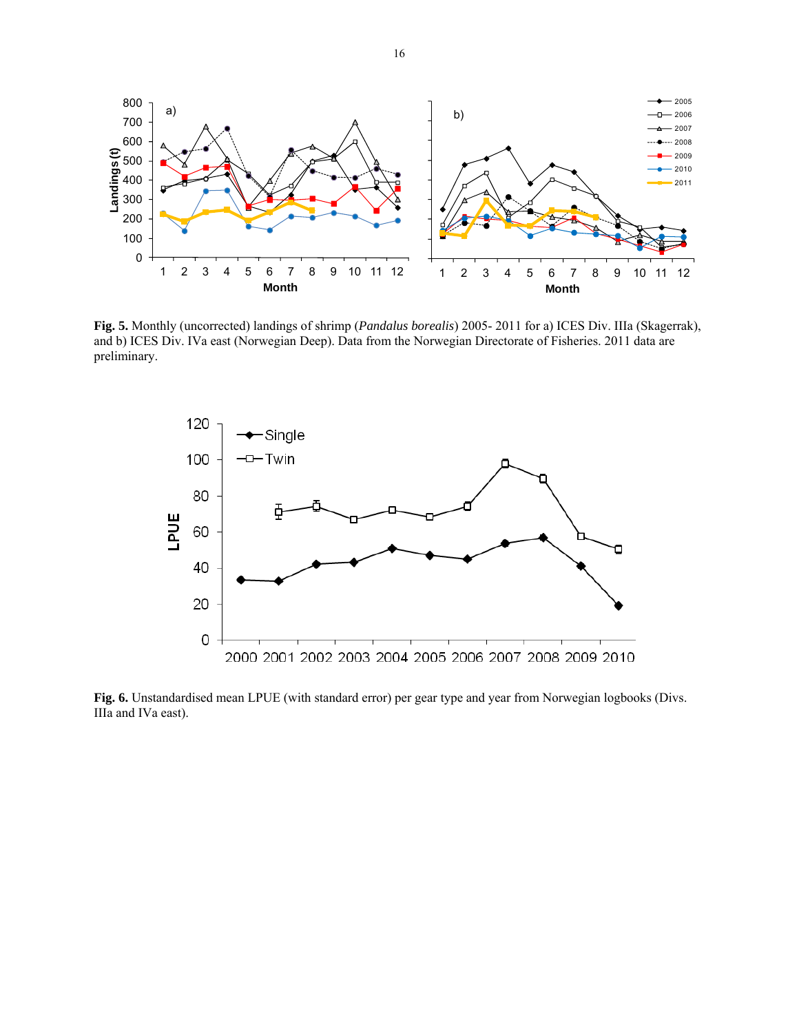**Fig. 5.** Monthly (uncorrected) landings of shrimp (*Pandalus borealis*) 2005- 2011 for a) ICES Div. IIIa (Skagerrak), and b) ICES Div. IVa east (Norwegian Deep). Data from the Norwegian Directorate of Fisheries. 2011 data are preliminary.

**Fig. 6.** Unstandardised mean LPUE (with standard error) per gear type and year from Norwegian logbooks (Divs. IIIa and IVa east).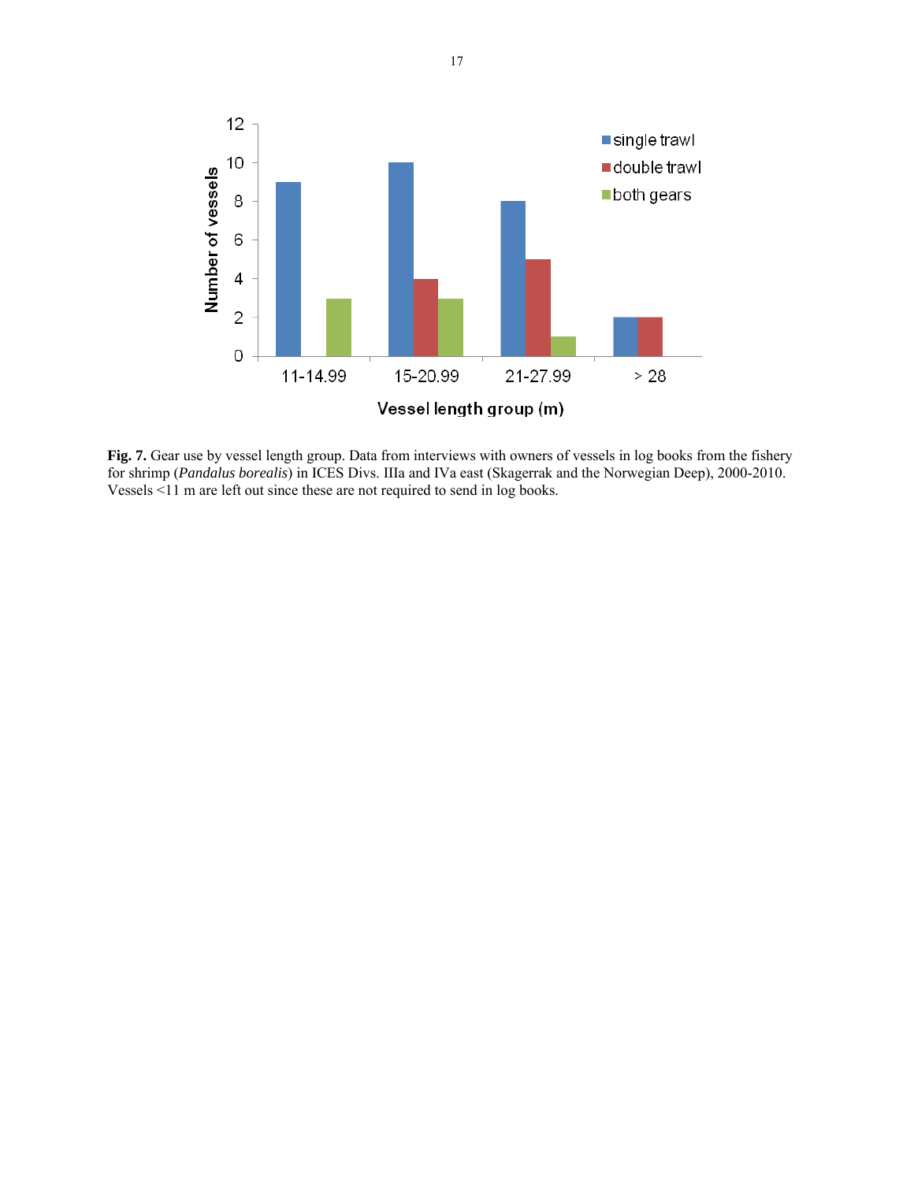**Fig. 7.** Gear use by vessel length group. Data from interviews with owners of vessels in log books from the fishery for shrimp (*Pandalus borealis*) in ICES Divs. IIIa and IVa east (Skagerrak and the Norwegian Deep), 2000-2010. Vessels <11 m are left out since these are not required to send in log books.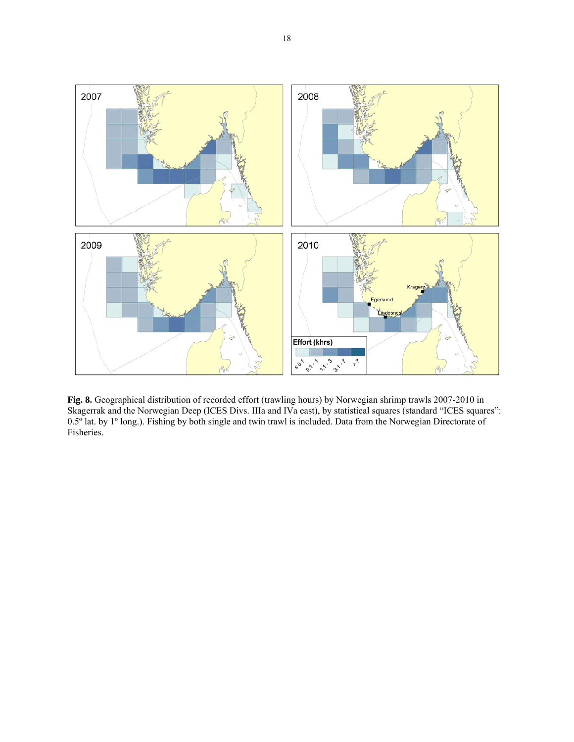**Fig. 8.** Geographical distribution of recorded effort (trawling hours) by Norwegian shrimp trawls 2007-2010 in Skagerrak and the Norwegian Deep (ICES Divs. IIIa and IVa east), by statistical squares (standard "ICES squares": 0.5º lat. by 1º long.). Fishing by both single and twin trawl is included. Data from the Norwegian Directorate of Fisheries.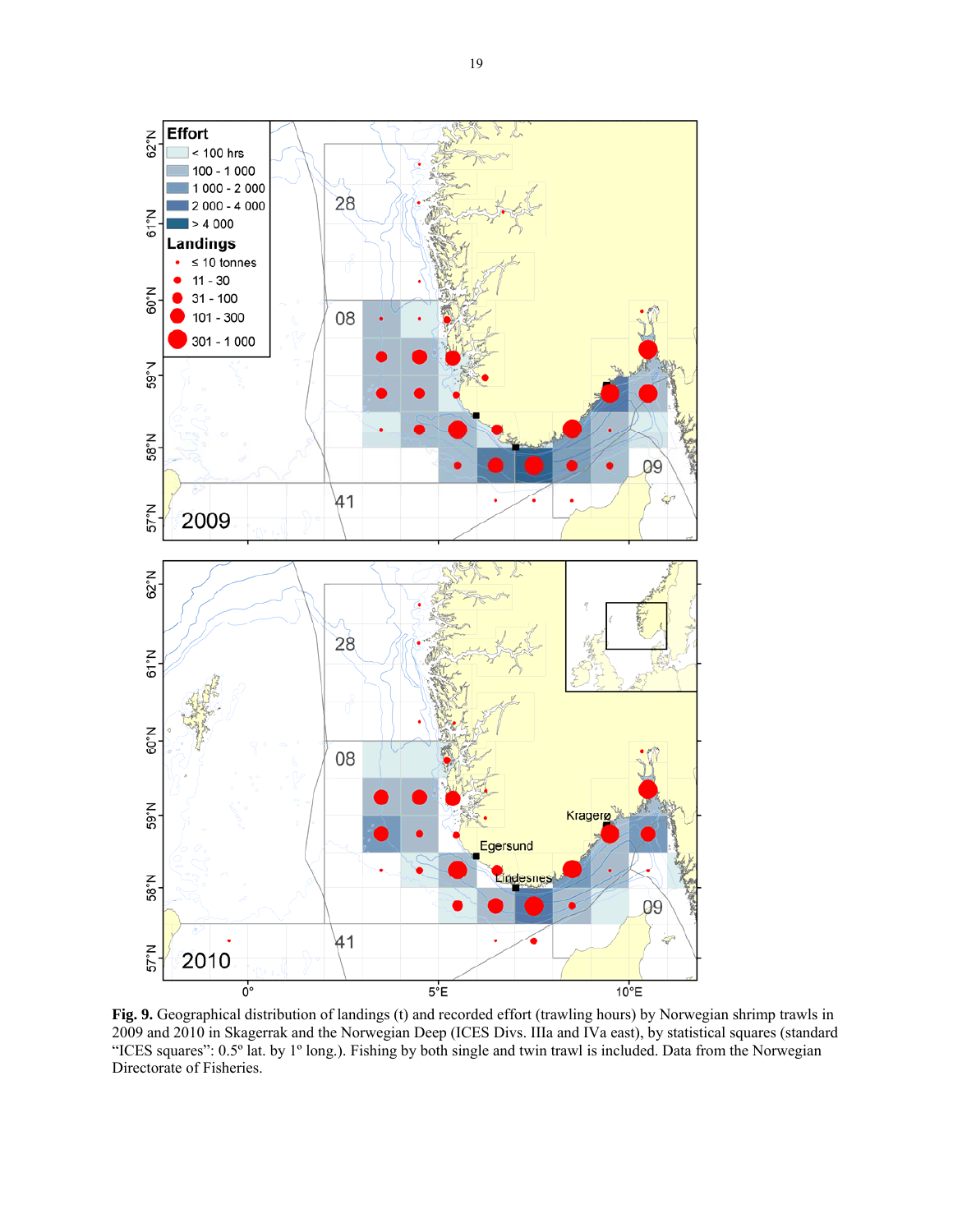**Fig. 9.** Geographical distribution of landings (t) and recorded effort (trawling hours) by Norwegian shrimp trawls in 2009 and 2010 in Skagerrak and the Norwegian Deep (ICES Divs. IIIa and IVa east), by statistical squares (standard "ICES squares": 0.5° lat. by 1° long.). Fishing by both single and twin trawl is included. Data from the Norwegian Directorate of Fisheries.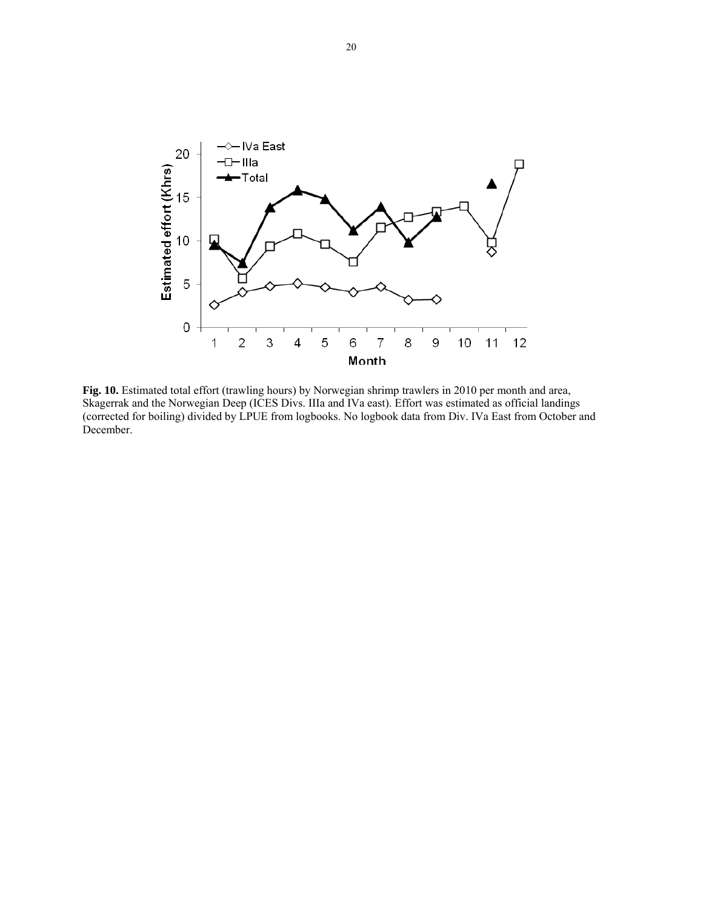**Fig. 10.** Estimated total effort (trawling hours) by Norwegian shrimp trawlers in 2010 per month and area, Skagerrak and the Norwegian Deep (ICES Divs. IIIa and IVa east). Effort was estimated as official landings (corrected for boiling) divided by LPUE from logbooks. No logbook data from Div. IVa East from October and December.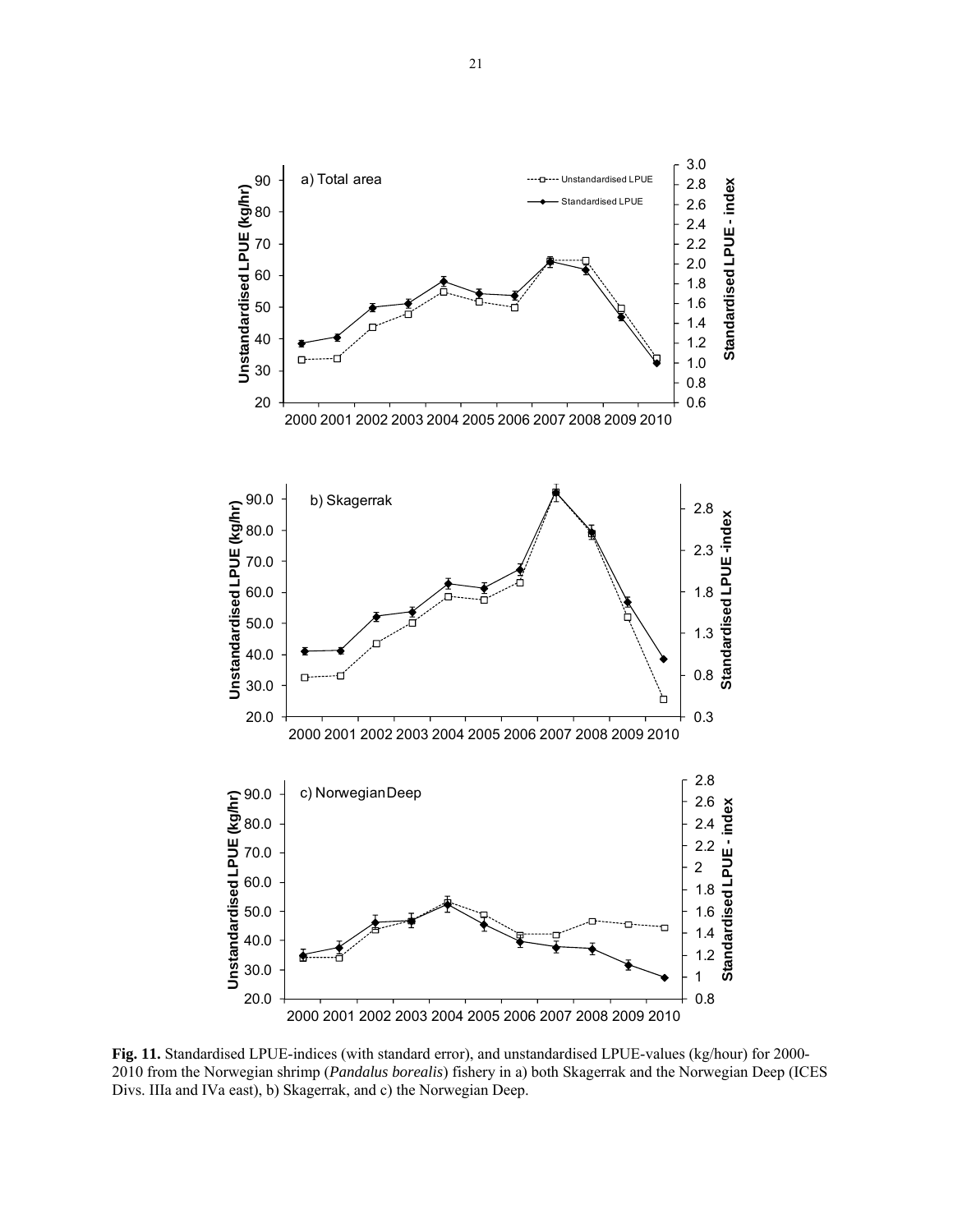**Fig. 11.** Standardised LPUE-indices (with standard error), and unstandardised LPUE-values (kg/hour) for 2000-2010 from the Norwegian shrimp (*Pandalus borealis*) fishery in a) both Skagerrak and the Norwegian Deep (ICES Divs. IIIa and IVa east), b) Skagerrak, and c) the Norwegian Deep.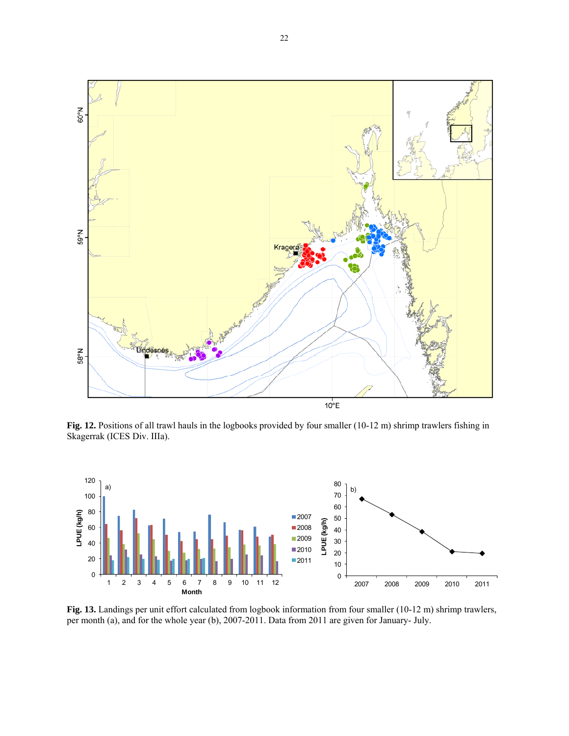**Fig. 12.** Positions of all trawl hauls in the logbooks provided by four smaller (10-12 m) shrimp trawlers fishing in Skagerrak (ICES Div. IIIa).

**Fig. 13.** Landings per unit effort calculated from logbook information from four smaller (10-12 m) shrimp trawlers, per month (a), and for the whole year (b), 2007-2011. Data from 2011 are given for January- July.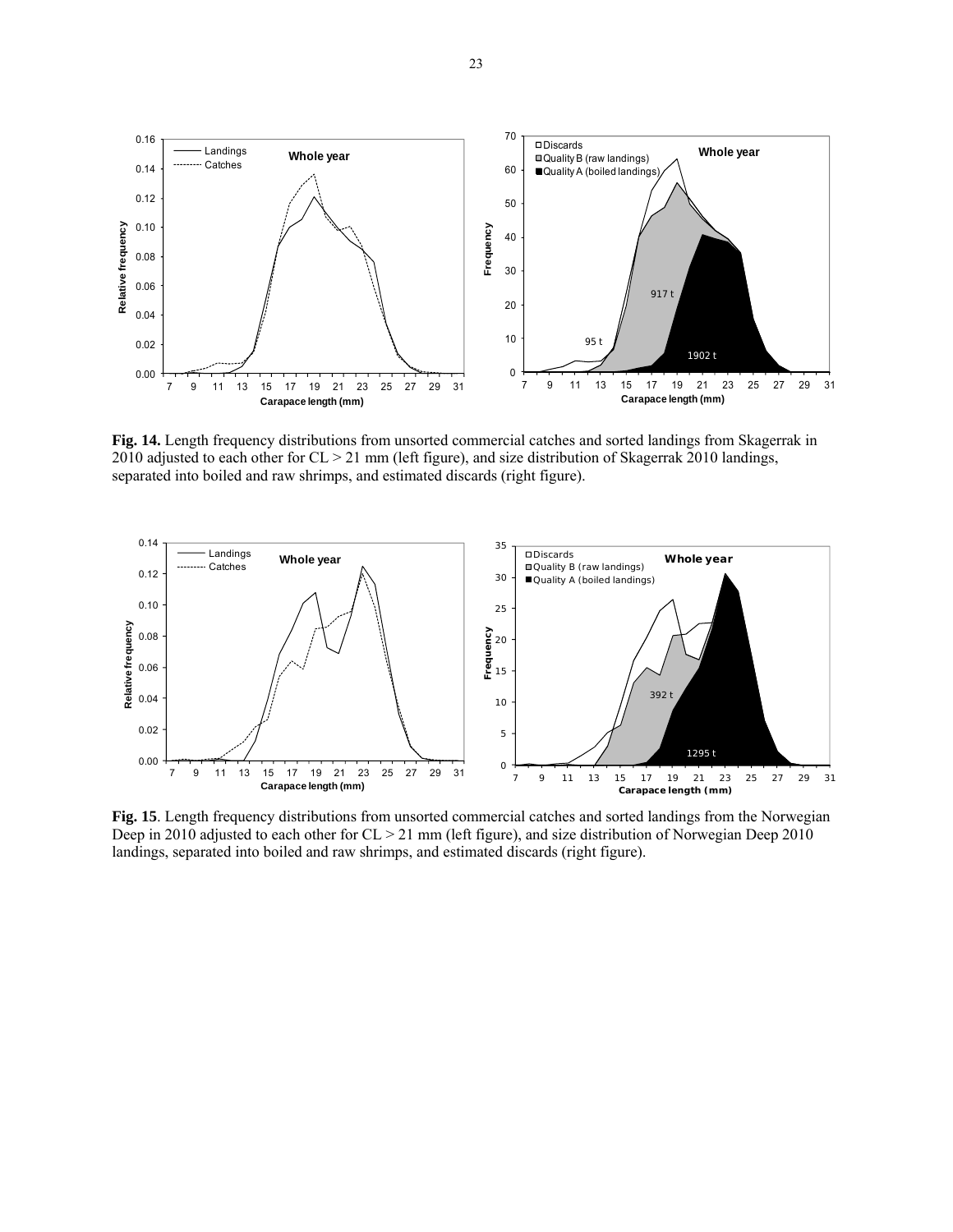**Fig. 14.** Length frequency distributions from unsorted commercial catches and sorted landings from Skagerrak in 2010 adjusted to each other for CL > 21 mm (left figure), and size distribution of Skagerrak 2010 landings, separated into boiled and raw shrimps, and estimated discards (right figure).

**Fig. 15**. Length frequency distributions from unsorted commercial catches and sorted landings from the Norwegian Deep in 2010 adjusted to each other for CL > 21 mm (left figure), and size distribution of Norwegian Deep 2010 landings, separated into boiled and raw shrimps, and estimated discards (right figure).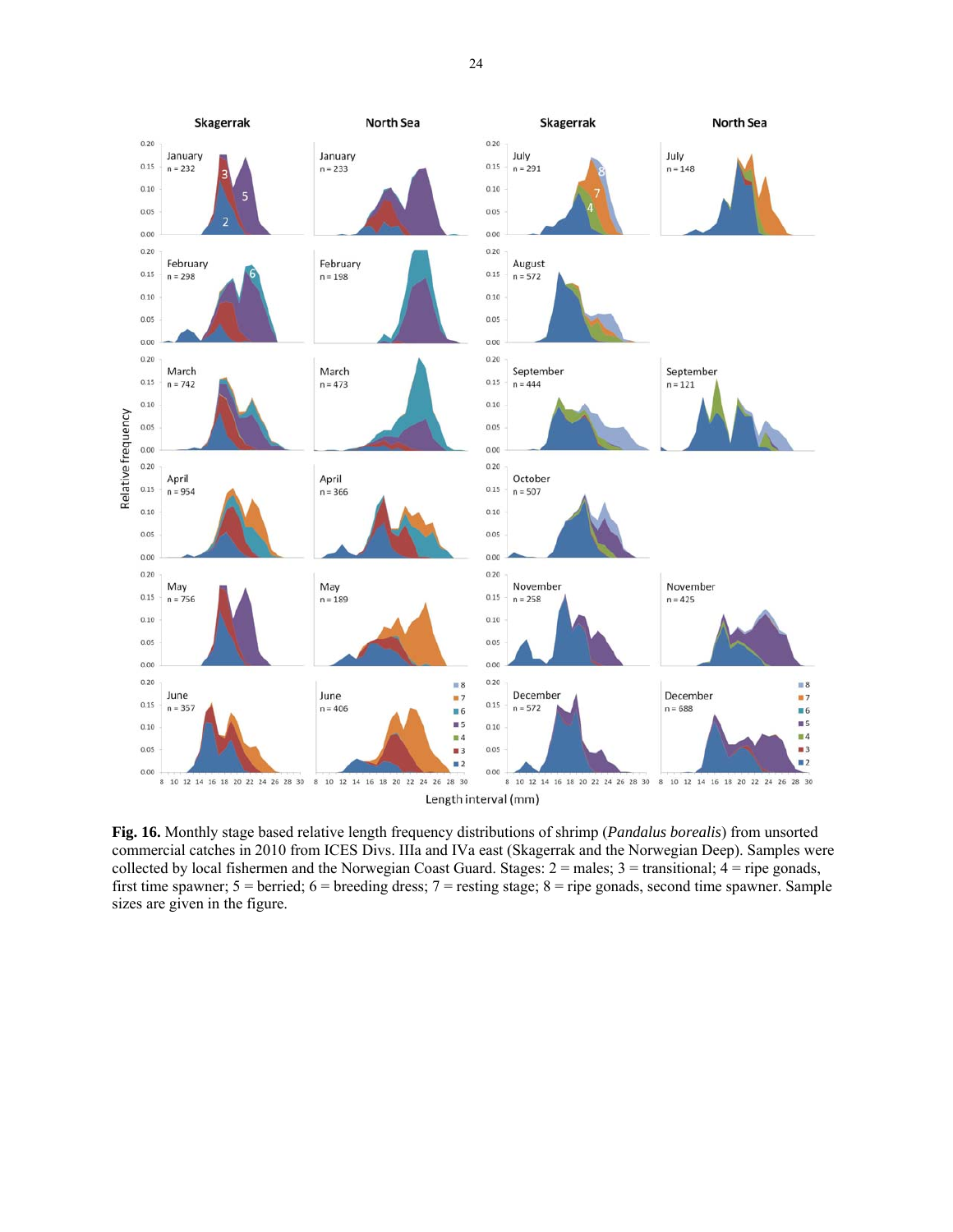**Fig. 16.** Monthly stage based relative length frequency distributions of shrimp (*Pandalus borealis*) from unsorted commercial catches in 2010 from ICES Divs. IIIa and IVa east (Skagerrak and the Norwegian Deep). Samples were collected by local fishermen and the Norwegian Coast Guard. Stages: 2 = males; 3 = transitional; 4 = ripe gonads, first time spawner; 5 = berried; 6 = breeding dress; 7 = resting stage; 8 = ripe gonads, second time spawner. Sample sizes are given in the figure.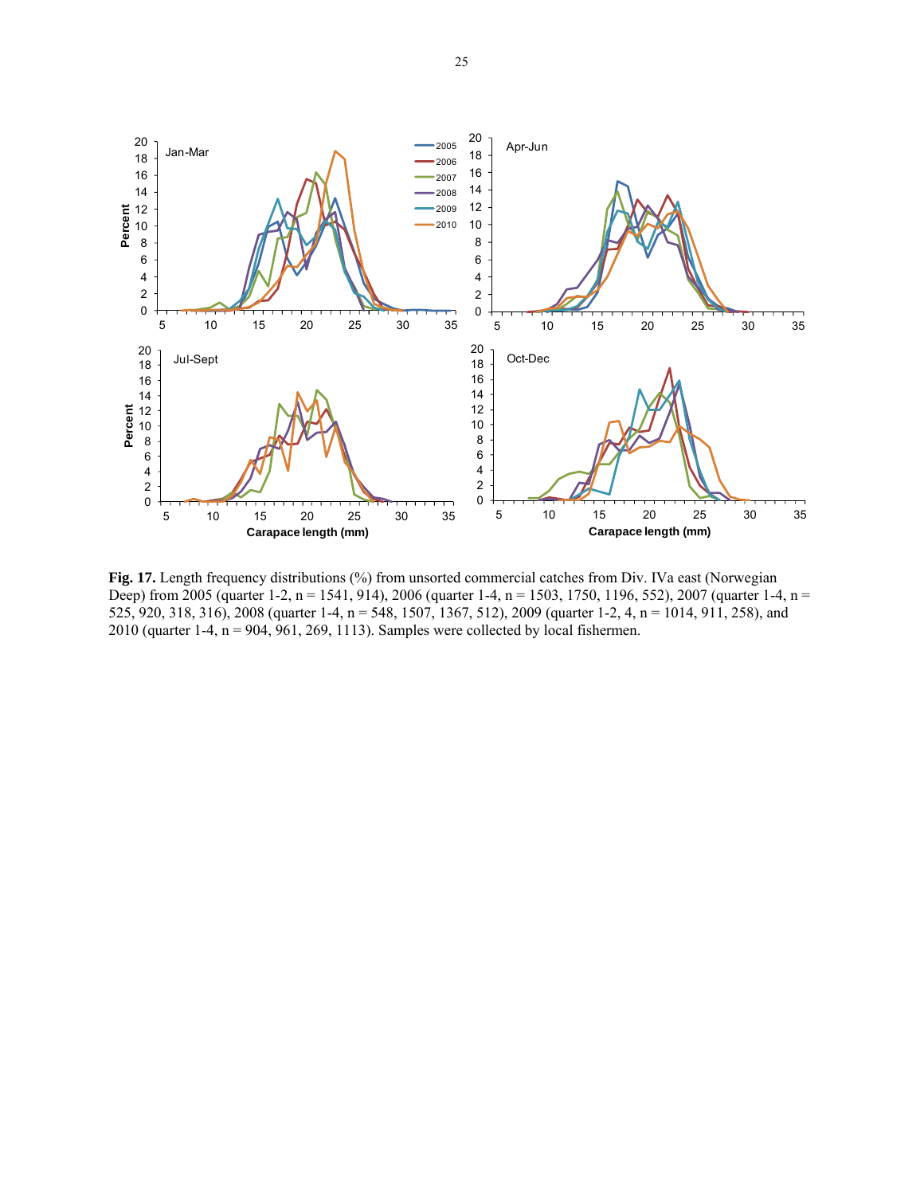**Fig. 17.** Length frequency distributions (%) from unsorted commercial catches from Div. IVa east (Norwegian Deep) from 2005 (quarter 1-2, n = 1541, 914), 2006 (quarter 1-4, n = 1503, 1750, 1196, 552), 2007 (quarter 1-4, n = 525, 920, 318, 316), 2008 (quarter 1-4, n = 548, 1507, 1367, 512), 2009 (quarter 1-2, 4, n = 1014, 911, 258), and 2010 (quarter 1-4, n = 904, 961, 269, 1113). Samples were collected by local fishermen.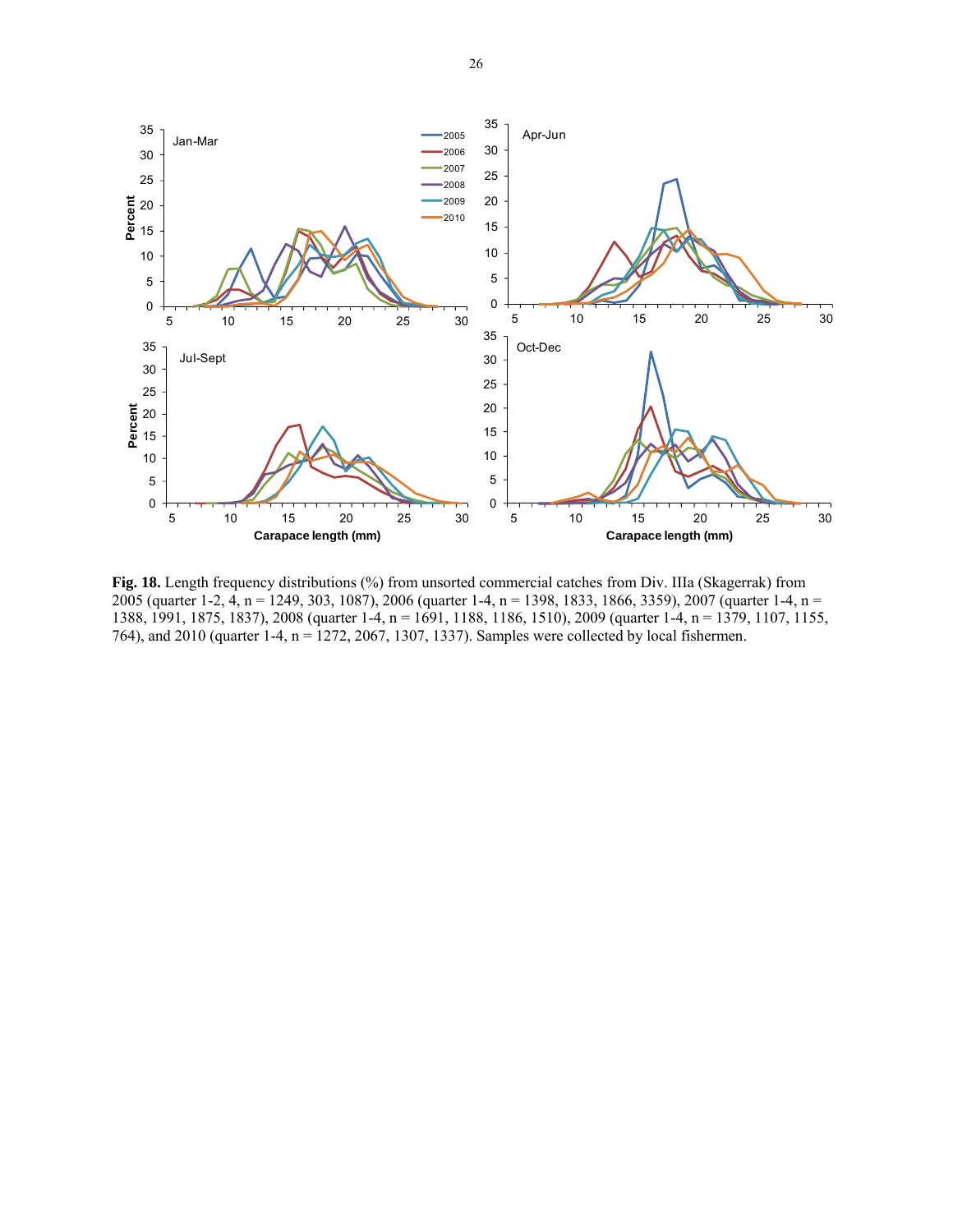Jan-Mar

Apr-Jun

Jul-Sept

Oct-Dec

Percent

Carapace length (mm)

2005
2006
2007
2008
2009
2010

**Fig. 18.** Length frequency distributions (%) from unsorted commercial catches from Div. IIIa (Skagerrak) from 2005 (quarter 1-2, 4, n = 1249, 303, 1087), 2006 (quarter 1-4, n = 1398, 1833, 1866, 3359), 2007 (quarter 1-4, n = 1388, 1991, 1875, 1837), 2008 (quarter 1-4, n = 1691, 1188, 1186, 1510), 2009 (quarter 1-4, n = 1379, 1107, 1155, 764), and 2010 (quarter 1-4, n = 1272, 2067, 1307, 1337). Samples were collected by local fishermen.